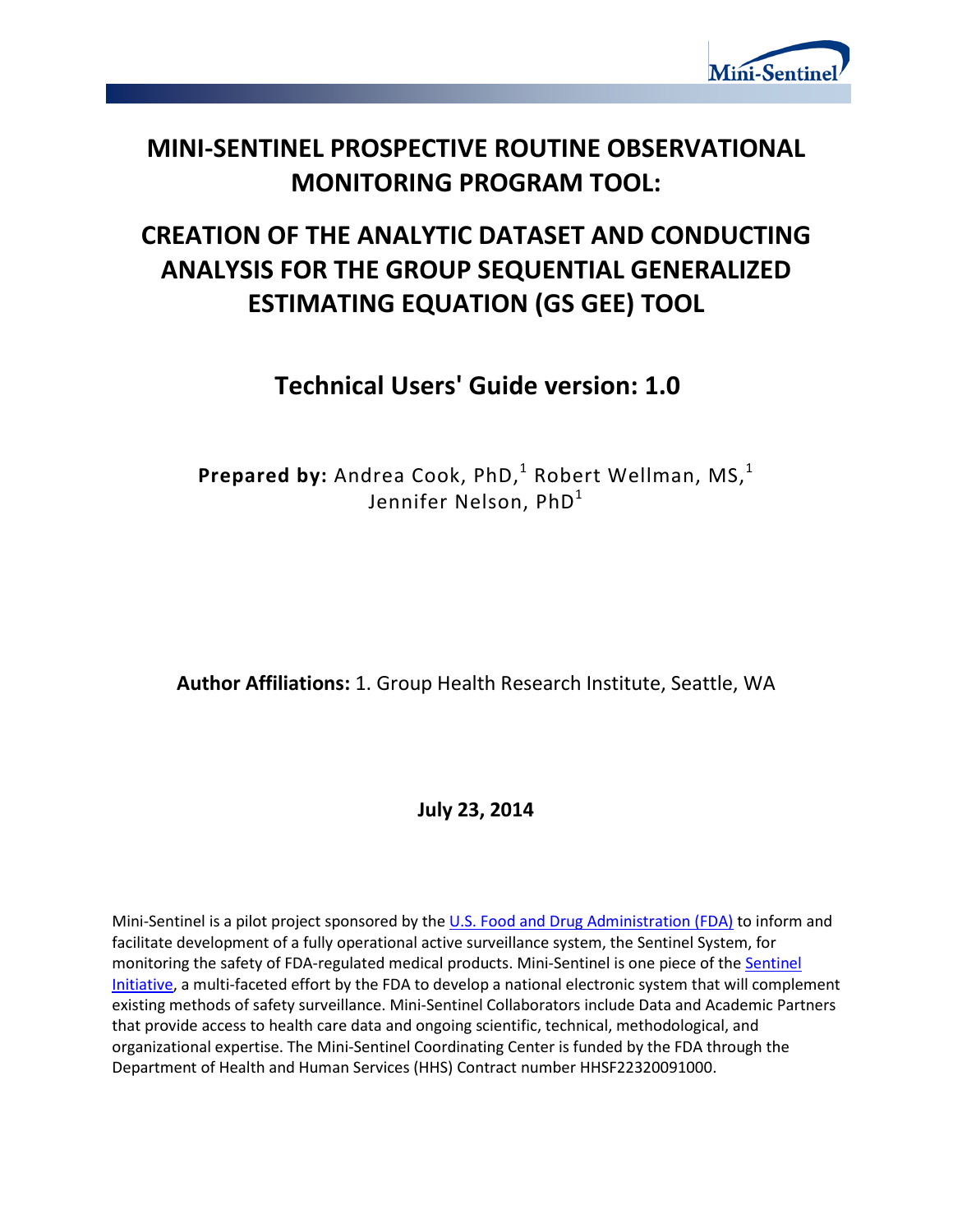# MINI-SENTINEL PROSPECTIVE ROUTINE OBSERVATIONAL MONITORING PROGRAM TOOL:

# CREATION OF THE ANALYTIC DATASET AND CONDUCTING ANALYSIS FOR THE GROUP SEQUENTIAL GENERALIZED ESTIMATING EQUATION (GS GEE) TOOL

## Technical Users' Guide version: 1.0

**Prepared by:** Andrea Cook, PhD,[1] Robert Wellman, MS,[1] Jennifer Nelson, PhD[1]

**Author Affiliations:** 1. Group Health Research Institute, Seattle, WA

**July 23, 2014**

Mini-Sentinel is a pilot project sponsored by the U.S. Food and Drug Administration (FDA) to inform and facilitate development of a fully operational active surveillance system, the Sentinel System, for monitoring the safety of FDA-regulated medical products. Mini-Sentinel is one piece of the Sentinel Initiative, a multi-faceted effort by the FDA to develop a national electronic system that will complement existing methods of safety surveillance. Mini-Sentinel Collaborators include Data and Academic Partners that provide access to health care data and ongoing scientific, technical, methodological, and organizational expertise. The Mini-Sentinel Coordinating Center is funded by the FDA through the Department of Health and Human Services (HHS) Contract number HHSF22320091000.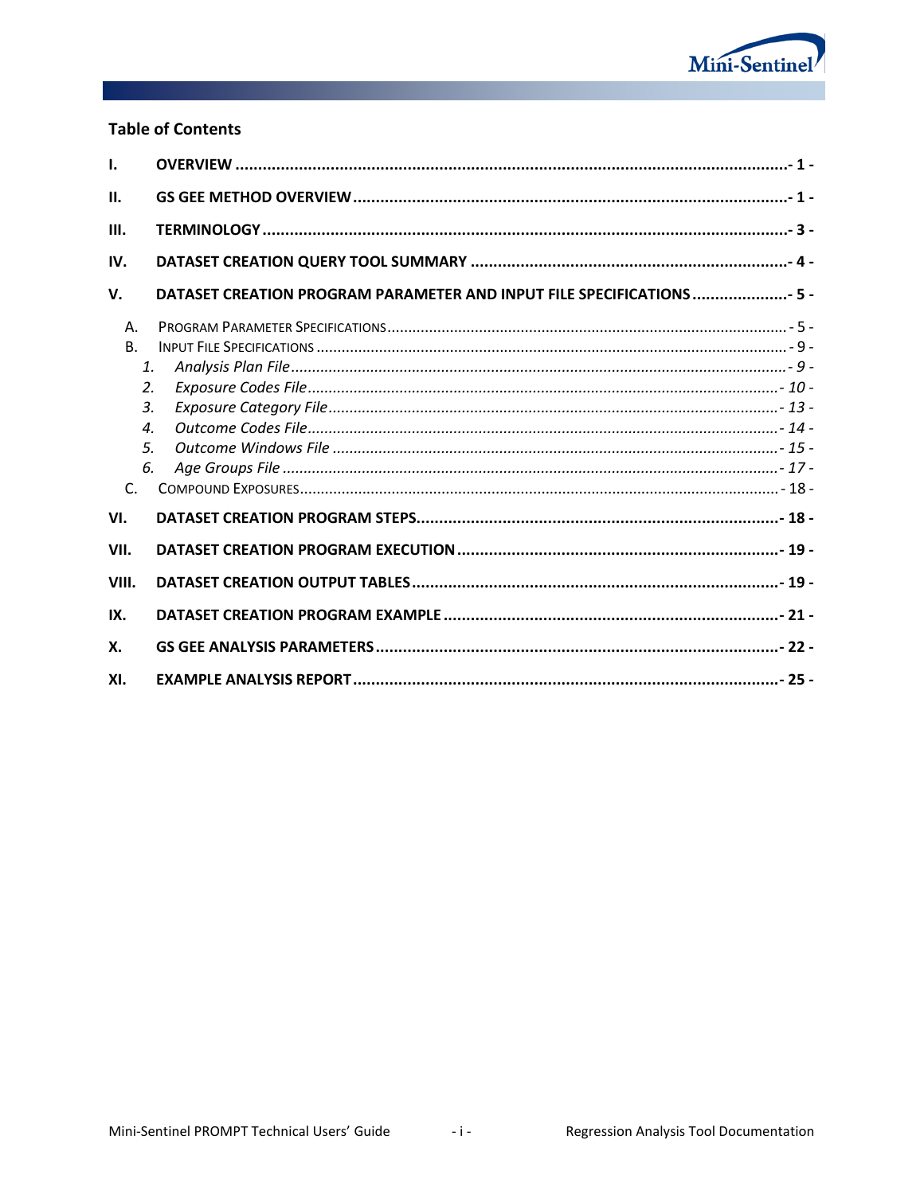## Table of Contents

**I. OVERVIEW** ............................................................ **- 1 -**

**II. GS GEE METHOD OVERVIEW** ............................................................ **- 1 -**

**III. TERMINOLOGY** ............................................................ **- 3 -**

**IV. DATASET CREATION QUERY TOOL SUMMARY** ............................................................ **- 4 -**

**V. DATASET CREATION PROGRAM PARAMETER AND INPUT FILE SPECIFICATIONS** ............................................................ **- 5 -**

- A. PROGRAM PARAMETER SPECIFICATIONS ............................................................ - 5 -
- B. INPUT FILE SPECIFICATIONS ............................................................ - 9 -
  1. *Analysis Plan File* ............................................................ *- 9 -*
  2. *Exposure Codes File* ............................................................ *- 10 -*
  3. *Exposure Category File* ............................................................ *- 13 -*
  4. *Outcome Codes File* ............................................................ *- 14 -*
  5. *Outcome Windows File* ............................................................ *- 15 -*
  6. *Age Groups File* ............................................................ *- 17 -*
- C. COMPOUND EXPOSURES ............................................................ - 18 -

**VI. DATASET CREATION PROGRAM STEPS** ............................................................ **- 18 -**

**VII. DATASET CREATION PROGRAM EXECUTION** ............................................................ **- 19 -**

**VIII. DATASET CREATION OUTPUT TABLES** ............................................................ **- 19 -**

**IX. DATASET CREATION PROGRAM EXAMPLE** ............................................................ **- 21 -**

**X. GS GEE ANALYSIS PARAMETERS** ............................................................ **- 22 -**

**XI. EXAMPLE ANALYSIS REPORT** ............................................................ **- 25 -**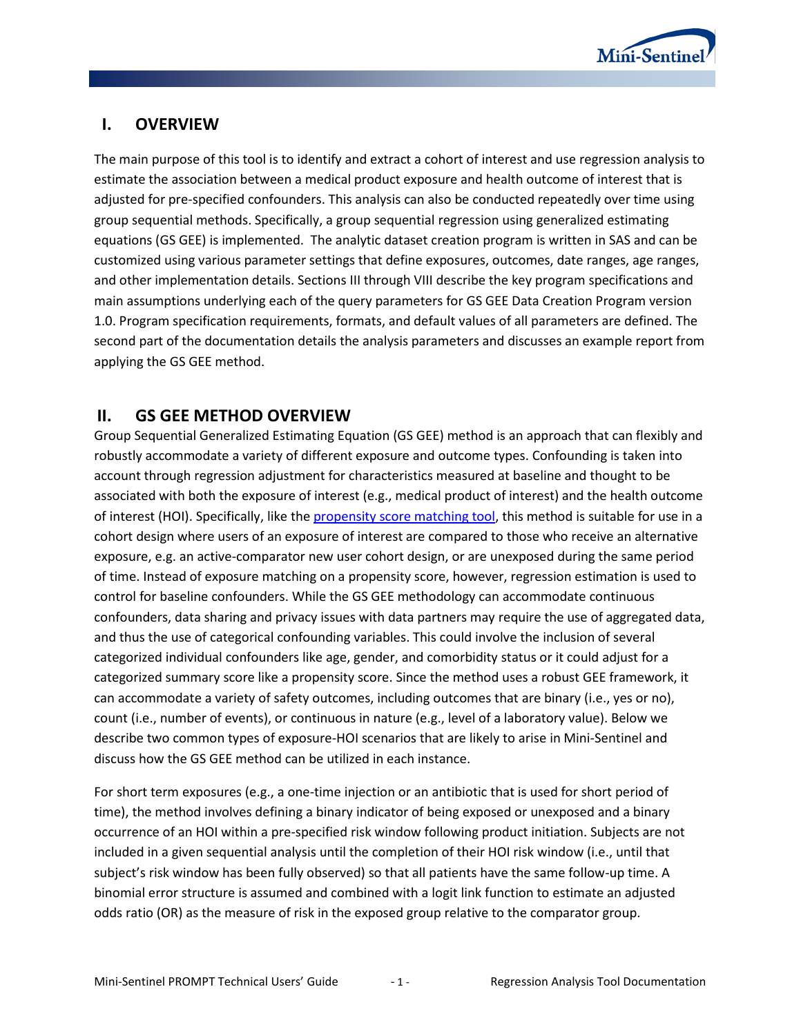## I. OVERVIEW

The main purpose of this tool is to identify and extract a cohort of interest and use regression analysis to estimate the association between a medical product exposure and health outcome of interest that is adjusted for pre-specified confounders. This analysis can also be conducted repeatedly over time using group sequential methods. Specifically, a group sequential regression using generalized estimating equations (GS GEE) is implemented. The analytic dataset creation program is written in SAS and can be customized using various parameter settings that define exposures, outcomes, date ranges, age ranges, and other implementation details. Sections III through VIII describe the key program specifications and main assumptions underlying each of the query parameters for GS GEE Data Creation Program version 1.0. Program specification requirements, formats, and default values of all parameters are defined. The second part of the documentation details the analysis parameters and discusses an example report from applying the GS GEE method.

## II. GS GEE METHOD OVERVIEW

Group Sequential Generalized Estimating Equation (GS GEE) method is an approach that can flexibly and robustly accommodate a variety of different exposure and outcome types. Confounding is taken into account through regression adjustment for characteristics measured at baseline and thought to be associated with both the exposure of interest (e.g., medical product of interest) and the health outcome of interest (HOI). Specifically, like the propensity score matching tool, this method is suitable for use in a cohort design where users of an exposure of interest are compared to those who receive an alternative exposure, e.g. an active-comparator new user cohort design, or are unexposed during the same period of time. Instead of exposure matching on a propensity score, however, regression estimation is used to control for baseline confounders. While the GS GEE methodology can accommodate continuous confounders, data sharing and privacy issues with data partners may require the use of aggregated data, and thus the use of categorical confounding variables. This could involve the inclusion of several categorized individual confounders like age, gender, and comorbidity status or it could adjust for a categorized summary score like a propensity score. Since the method uses a robust GEE framework, it can accommodate a variety of safety outcomes, including outcomes that are binary (i.e., yes or no), count (i.e., number of events), or continuous in nature (e.g., level of a laboratory value). Below we describe two common types of exposure-HOI scenarios that are likely to arise in Mini-Sentinel and discuss how the GS GEE method can be utilized in each instance.

For short term exposures (e.g., a one-time injection or an antibiotic that is used for short period of time), the method involves defining a binary indicator of being exposed or unexposed and a binary occurrence of an HOI within a pre-specified risk window following product initiation. Subjects are not included in a given sequential analysis until the completion of their HOI risk window (i.e., until that subject's risk window has been fully observed) so that all patients have the same follow-up time. A binomial error structure is assumed and combined with a logit link function to estimate an adjusted odds ratio (OR) as the measure of risk in the exposed group relative to the comparator group.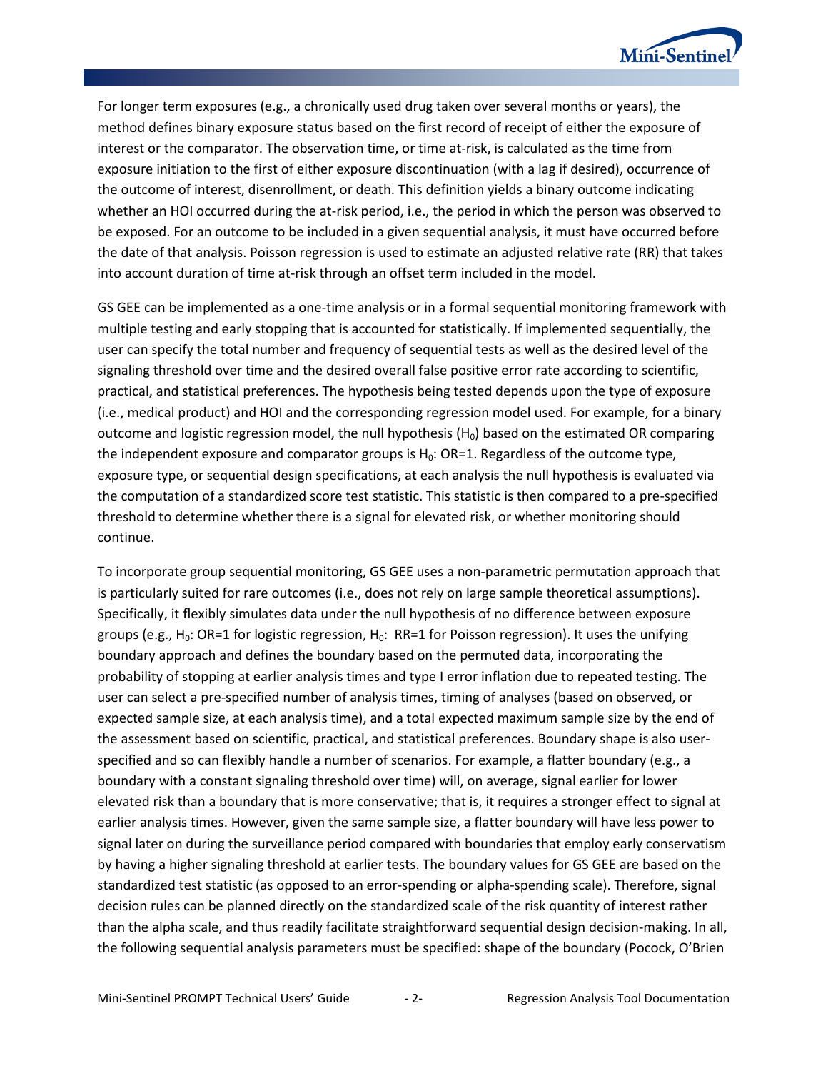For longer term exposures (e.g., a chronically used drug taken over several months or years), the method defines binary exposure status based on the first record of receipt of either the exposure of interest or the comparator. The observation time, or time at-risk, is calculated as the time from exposure initiation to the first of either exposure discontinuation (with a lag if desired), occurrence of the outcome of interest, disenrollment, or death. This definition yields a binary outcome indicating whether an HOI occurred during the at-risk period, i.e., the period in which the person was observed to be exposed. For an outcome to be included in a given sequential analysis, it must have occurred before the date of that analysis. Poisson regression is used to estimate an adjusted relative rate (RR) that takes into account duration of time at-risk through an offset term included in the model.

GS GEE can be implemented as a one-time analysis or in a formal sequential monitoring framework with multiple testing and early stopping that is accounted for statistically. If implemented sequentially, the user can specify the total number and frequency of sequential tests as well as the desired level of the signaling threshold over time and the desired overall false positive error rate according to scientific, practical, and statistical preferences. The hypothesis being tested depends upon the type of exposure (i.e., medical product) and HOI and the corresponding regression model used. For example, for a binary outcome and logistic regression model, the null hypothesis ($H_0$) based on the estimated OR comparing the independent exposure and comparator groups is $H_0$: OR=1. Regardless of the outcome type, exposure type, or sequential design specifications, at each analysis the null hypothesis is evaluated via the computation of a standardized score test statistic. This statistic is then compared to a pre-specified threshold to determine whether there is a signal for elevated risk, or whether monitoring should continue.

To incorporate group sequential monitoring, GS GEE uses a non-parametric permutation approach that is particularly suited for rare outcomes (i.e., does not rely on large sample theoretical assumptions). Specifically, it flexibly simulates data under the null hypothesis of no difference between exposure groups (e.g., $H_0$: OR=1 for logistic regression, $H_0$: RR=1 for Poisson regression). It uses the unifying boundary approach and defines the boundary based on the permuted data, incorporating the probability of stopping at earlier analysis times and type I error inflation due to repeated testing. The user can select a pre-specified number of analysis times, timing of analyses (based on observed, or expected sample size, at each analysis time), and a total expected maximum sample size by the end of the assessment based on scientific, practical, and statistical preferences. Boundary shape is also user-specified and so can flexibly handle a number of scenarios. For example, a flatter boundary (e.g., a boundary with a constant signaling threshold over time) will, on average, signal earlier for lower elevated risk than a boundary that is more conservative; that is, it requires a stronger effect to signal at earlier analysis times. However, given the same sample size, a flatter boundary will have less power to signal later on during the surveillance period compared with boundaries that employ early conservatism by having a higher signaling threshold at earlier tests. The boundary values for GS GEE are based on the standardized test statistic (as opposed to an error-spending or alpha-spending scale). Therefore, signal decision rules can be planned directly on the standardized scale of the risk quantity of interest rather than the alpha scale, and thus readily facilitate straightforward sequential design decision-making. In all, the following sequential analysis parameters must be specified: shape of the boundary (Pocock, O'Brien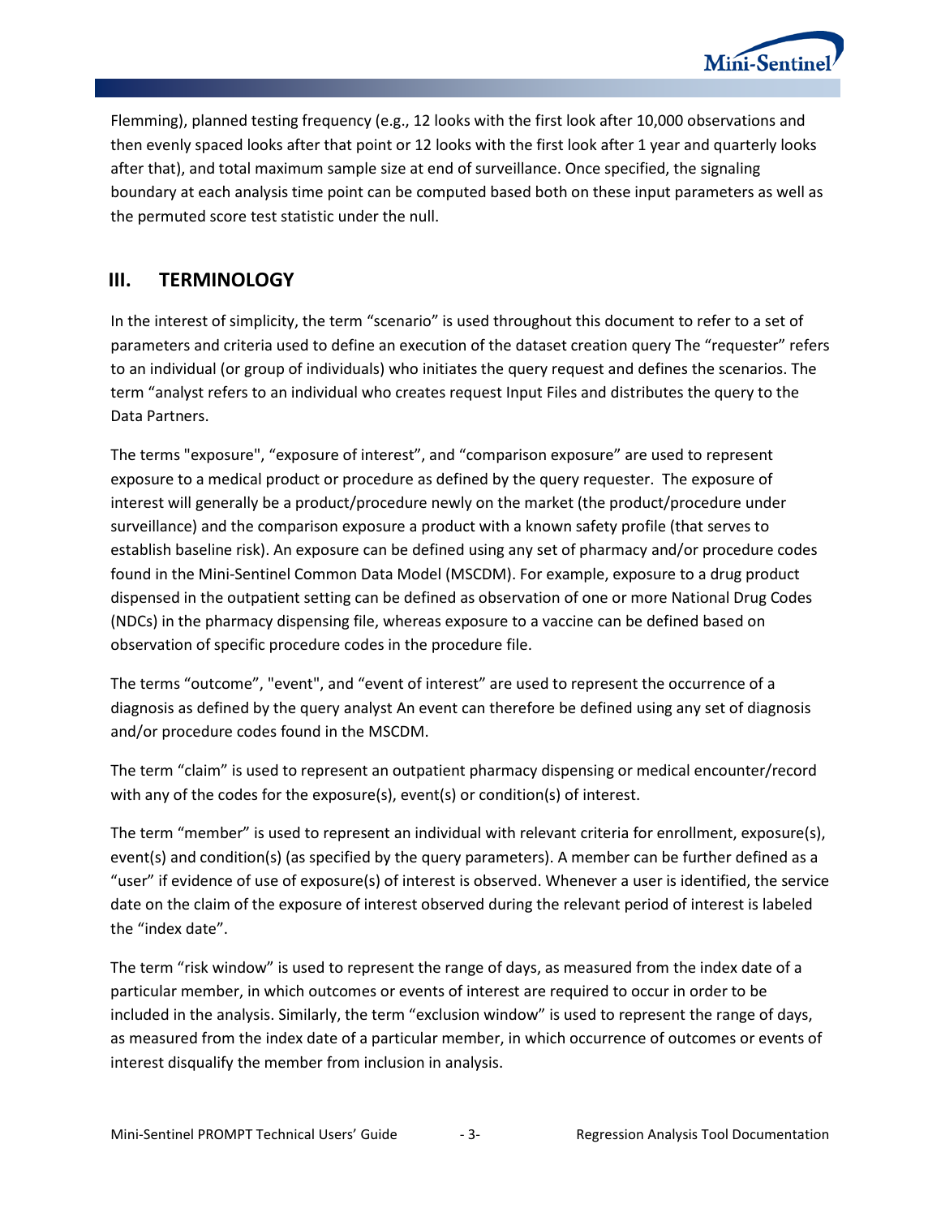Flemming), planned testing frequency (e.g., 12 looks with the first look after 10,000 observations and then evenly spaced looks after that point or 12 looks with the first look after 1 year and quarterly looks after that), and total maximum sample size at end of surveillance. Once specified, the signaling boundary at each analysis time point can be computed based both on these input parameters as well as the permuted score test statistic under the null.

## III. TERMINOLOGY

In the interest of simplicity, the term "scenario" is used throughout this document to refer to a set of parameters and criteria used to define an execution of the dataset creation query The "requester" refers to an individual (or group of individuals) who initiates the query request and defines the scenarios. The term "analyst refers to an individual who creates request Input Files and distributes the query to the Data Partners.

The terms "exposure", "exposure of interest", and "comparison exposure" are used to represent exposure to a medical product or procedure as defined by the query requester. The exposure of interest will generally be a product/procedure newly on the market (the product/procedure under surveillance) and the comparison exposure a product with a known safety profile (that serves to establish baseline risk). An exposure can be defined using any set of pharmacy and/or procedure codes found in the Mini-Sentinel Common Data Model (MSCDM). For example, exposure to a drug product dispensed in the outpatient setting can be defined as observation of one or more National Drug Codes (NDCs) in the pharmacy dispensing file, whereas exposure to a vaccine can be defined based on observation of specific procedure codes in the procedure file.

The terms "outcome", "event", and "event of interest" are used to represent the occurrence of a diagnosis as defined by the query analyst An event can therefore be defined using any set of diagnosis and/or procedure codes found in the MSCDM.

The term "claim" is used to represent an outpatient pharmacy dispensing or medical encounter/record with any of the codes for the exposure(s), event(s) or condition(s) of interest.

The term "member" is used to represent an individual with relevant criteria for enrollment, exposure(s), event(s) and condition(s) (as specified by the query parameters). A member can be further defined as a "user" if evidence of use of exposure(s) of interest is observed. Whenever a user is identified, the service date on the claim of the exposure of interest observed during the relevant period of interest is labeled the "index date".

The term "risk window" is used to represent the range of days, as measured from the index date of a particular member, in which outcomes or events of interest are required to occur in order to be included in the analysis. Similarly, the term "exclusion window" is used to represent the range of days, as measured from the index date of a particular member, in which occurrence of outcomes or events of interest disqualify the member from inclusion in analysis.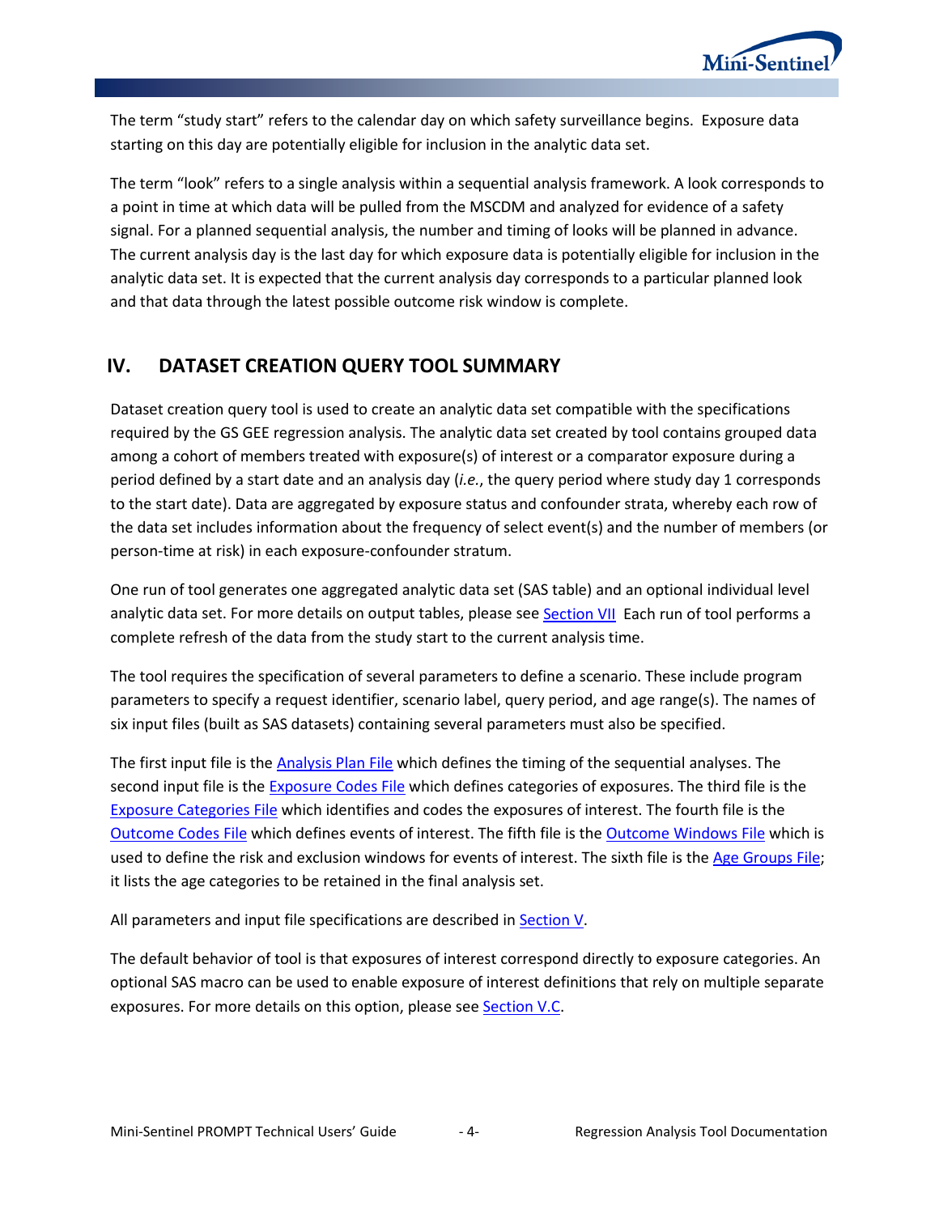The term “study start” refers to the calendar day on which safety surveillance begins. Exposure data starting on this day are potentially eligible for inclusion in the analytic data set.

The term “look” refers to a single analysis within a sequential analysis framework. A look corresponds to a point in time at which data will be pulled from the MSCDM and analyzed for evidence of a safety signal. For a planned sequential analysis, the number and timing of looks will be planned in advance. The current analysis day is the last day for which exposure data is potentially eligible for inclusion in the analytic data set. It is expected that the current analysis day corresponds to a particular planned look and that data through the latest possible outcome risk window is complete.

## IV. DATASET CREATION QUERY TOOL SUMMARY

Dataset creation query tool is used to create an analytic data set compatible with the specifications required by the GS GEE regression analysis. The analytic data set created by tool contains grouped data among a cohort of members treated with exposure(s) of interest or a comparator exposure during a period defined by a start date and an analysis day (*i.e.*, the query period where study day 1 corresponds to the start date). Data are aggregated by exposure status and confounder strata, whereby each row of the data set includes information about the frequency of select event(s) and the number of members (or person-time at risk) in each exposure-confounder stratum.

One run of tool generates one aggregated analytic data set (SAS table) and an optional individual level analytic data set. For more details on output tables, please see Section VII Each run of tool performs a complete refresh of the data from the study start to the current analysis time.

The tool requires the specification of several parameters to define a scenario. These include program parameters to specify a request identifier, scenario label, query period, and age range(s). The names of six input files (built as SAS datasets) containing several parameters must also be specified.

The first input file is the Analysis Plan File which defines the timing of the sequential analyses. The second input file is the Exposure Codes File which defines categories of exposures. The third file is the Exposure Categories File which identifies and codes the exposures of interest. The fourth file is the Outcome Codes File which defines events of interest. The fifth file is the Outcome Windows File which is used to define the risk and exclusion windows for events of interest. The sixth file is the Age Groups File; it lists the age categories to be retained in the final analysis set.

All parameters and input file specifications are described in Section V.

The default behavior of tool is that exposures of interest correspond directly to exposure categories. An optional SAS macro can be used to enable exposure of interest definitions that rely on multiple separate exposures. For more details on this option, please see Section V.C.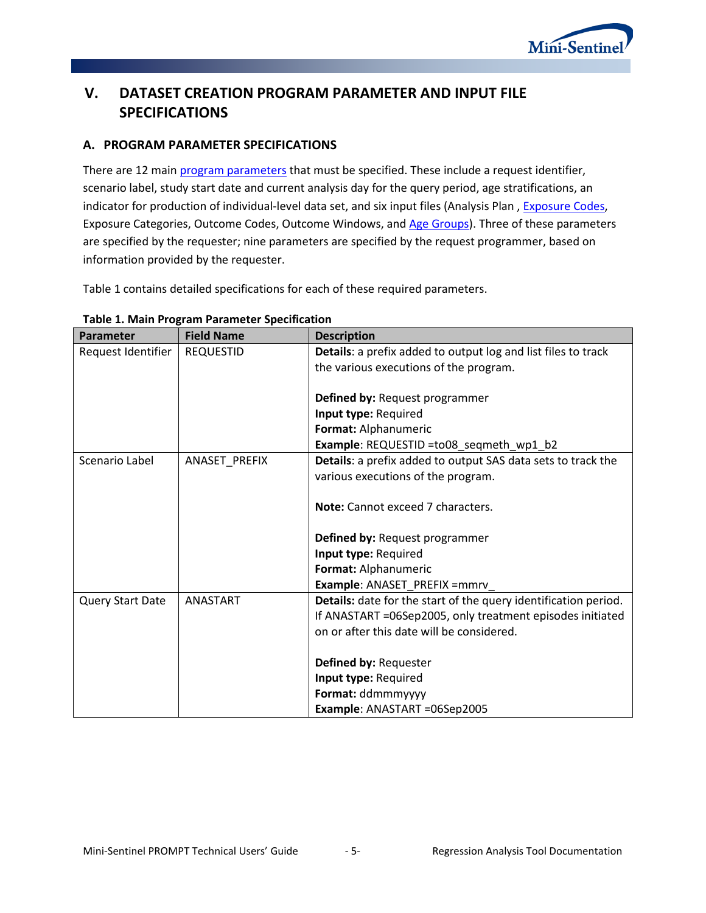## V. DATASET CREATION PROGRAM PARAMETER AND INPUT FILE SPECIFICATIONS

### A. PROGRAM PARAMETER SPECIFICATIONS

There are 12 main program parameters that must be specified. These include a request identifier, scenario label, study start date and current analysis day for the query period, age stratifications, an indicator for production of individual-level data set, and six input files (Analysis Plan , Exposure Codes, Exposure Categories, Outcome Codes, Outcome Windows, and Age Groups). Three of these parameters are specified by the requester; nine parameters are specified by the request programmer, based on information provided by the requester.

Table 1 contains detailed specifications for each of these required parameters.

**Table 1. Main Program Parameter Specification**

| Parameter | Field Name | Description |
|---|---|---|
| Request Identifier | REQUESTID | **Details**: a prefix added to output log and list files to track the various executions of the program.<br><br>**Defined by:** Request programmer<br>**Input type:** Required<br>**Format:** Alphanumeric<br>**Example**: REQUESTID =to08_seqmeth_wp1_b2 |
| Scenario Label | ANASET_PREFIX | **Details**: a prefix added to output SAS data sets to track the various executions of the program.<br><br>**Note:** Cannot exceed 7 characters.<br><br>**Defined by:** Request programmer<br>**Input type:** Required<br>**Format:** Alphanumeric<br>**Example**: ANASET_PREFIX =mmrv_ |
| Query Start Date | ANASTART | **Details:** date for the start of the query identification period. If ANASTART =06Sep2005, only treatment episodes initiated on or after this date will be considered.<br><br>**Defined by:** Requester<br>**Input type:** Required<br>**Format:** ddmmmyyyy<br>**Example**: ANASTART =06Sep2005 |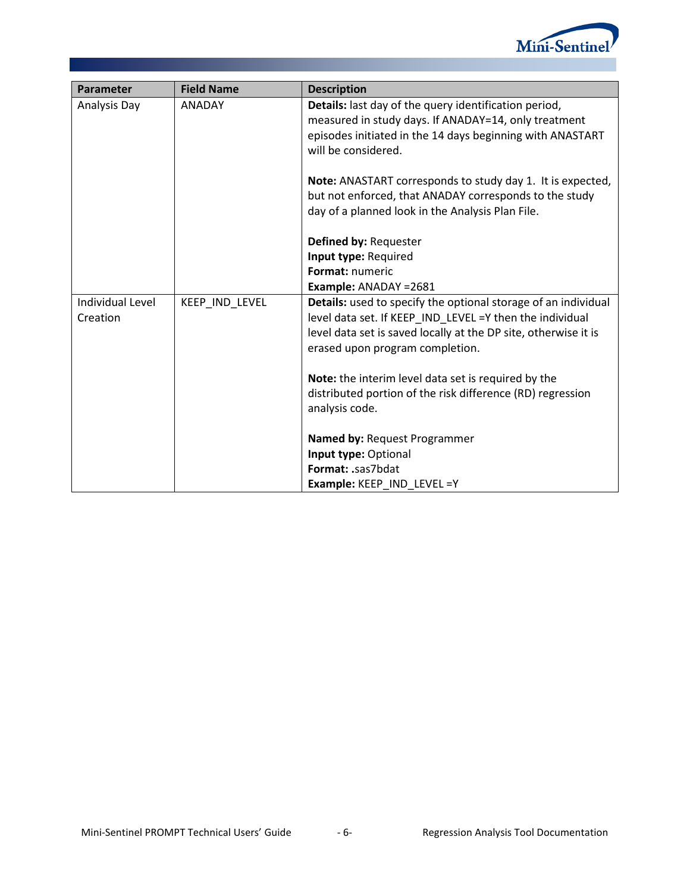| Parameter | Field Name | Description |
|---|---|---|
| Analysis Day | ANADAY | **Details:** last day of the query identification period, measured in study days. If ANADAY=14, only treatment episodes initiated in the 14 days beginning with ANASTART will be considered.<br><br>**Note:** ANASTART corresponds to study day 1. It is expected, but not enforced, that ANADAY corresponds to the study day of a planned look in the Analysis Plan File.<br><br>**Defined by:** Requester<br>**Input type:** Required<br>**Format:** numeric<br>**Example:** ANADAY =2681 |
| Individual Level Creation | KEEP_IND_LEVEL | **Details:** used to specify the optional storage of an individual level data set. If KEEP_IND_LEVEL =Y then the individual level data set is saved locally at the DP site, otherwise it is erased upon program completion.<br><br>**Note:** the interim level data set is required by the distributed portion of the risk difference (RD) regression analysis code.<br><br>**Named by:** Request Programmer<br>**Input type:** Optional<br>**Format:** .sas7bdat<br>**Example:** KEEP_IND_LEVEL =Y |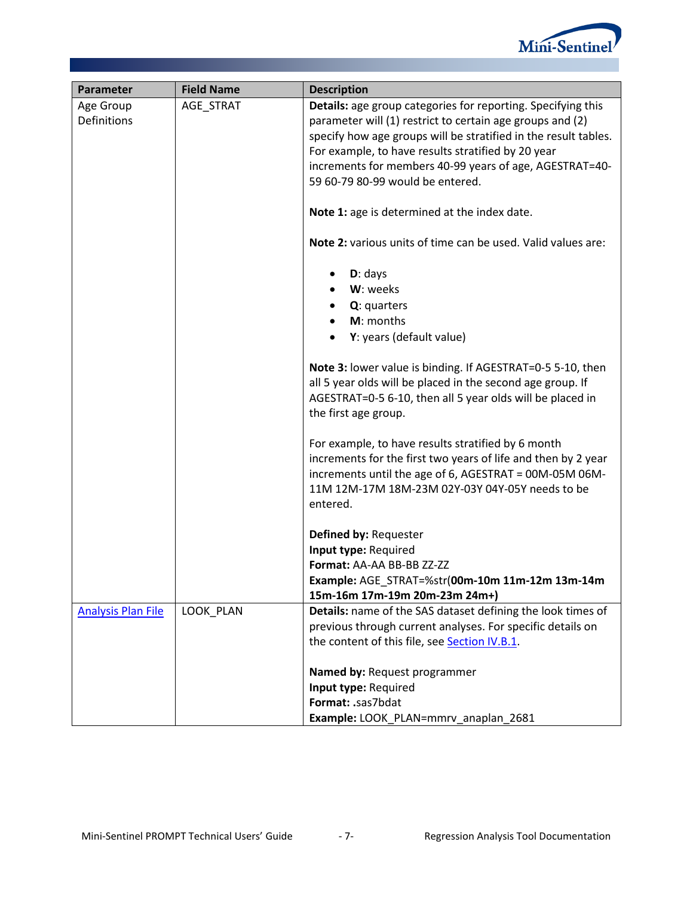| Parameter | Field Name | Description |
|---|---|---|
| Age Group Definitions | AGE_STRAT | **Details:** age group categories for reporting. Specifying this parameter will (1) restrict to certain age groups and (2) specify how age groups will be stratified in the result tables. For example, to have results stratified by 20 year increments for members 40-99 years of age, AGESTRAT=40-59 60-79 80-99 would be entered.<br><br>**Note 1:** age is determined at the index date.<br><br>**Note 2:** various units of time can be used. Valid values are:<br><br>• **D**: days<br>• **W**: weeks<br>• **Q**: quarters<br>• **M**: months<br>• **Y**: years (default value)<br><br>**Note 3:** lower value is binding. If AGESTRAT=0-5 5-10, then all 5 year olds will be placed in the second age group. If AGESTRAT=0-5 6-10, then all 5 year olds will be placed in the first age group.<br><br>For example, to have results stratified by 6 month increments for the first two years of life and then by 2 year increments until the age of 6, AGESTRAT = 00M-05M 06M-11M 12M-17M 18M-23M 02Y-03Y 04Y-05Y needs to be entered.<br><br>**Defined by:** Requester<br>**Input type:** Required<br>**Format:** AA-AA BB-BB ZZ-ZZ<br>**Example:** AGE_STRAT=%str(**00m-10m 11m-12m 13m-14m 15m-16m 17m-19m 20m-23m 24m+)** |
| Analysis Plan File | LOOK_PLAN | **Details:** name of the SAS dataset defining the look times of previous through current analyses. For specific details on the content of this file, see Section IV.B.1.<br><br>**Named by:** Request programmer<br>**Input type:** Required<br>**Format: .**sas7bdat<br>**Example:** LOOK_PLAN=mmrv_anaplan_2681 |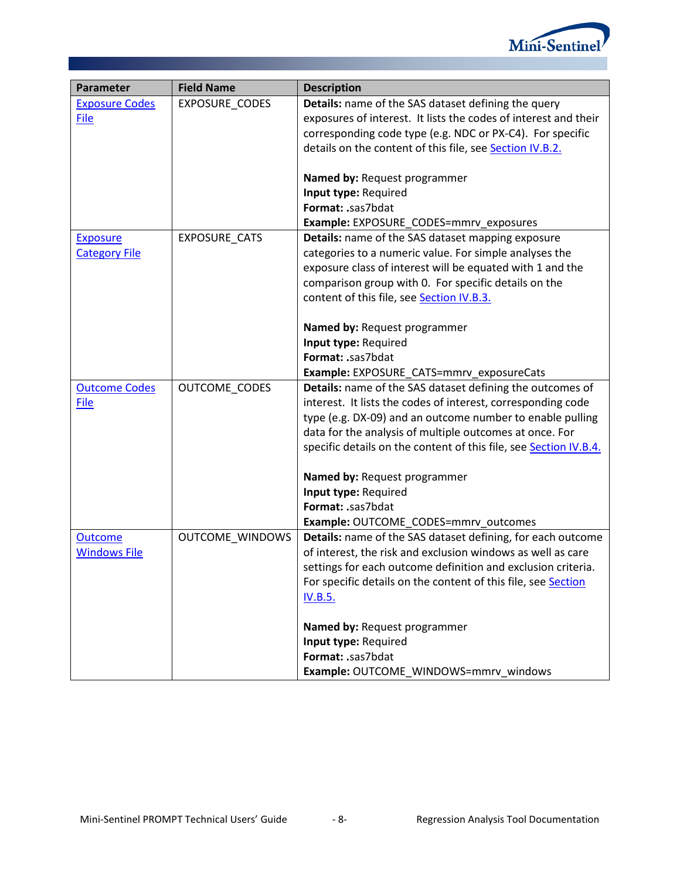| Parameter | Field Name | Description |
|---|---|---|
| Exposure Codes File | EXPOSURE_CODES | **Details:** name of the SAS dataset defining the query exposures of interest. It lists the codes of interest and their corresponding code type (e.g. NDC or PX-C4). For specific details on the content of this file, see Section IV.B.2.<br><br>**Named by:** Request programmer<br>**Input type:** Required<br>**Format:** .sas7bdat<br>**Example:** EXPOSURE_CODES=mmrv_exposures |
| Exposure Category File | EXPOSURE_CATS | **Details:** name of the SAS dataset mapping exposure categories to a numeric value. For simple analyses the exposure class of interest will be equated with 1 and the comparison group with 0. For specific details on the content of this file, see Section IV.B.3.<br><br>**Named by:** Request programmer<br>**Input type:** Required<br>**Format:** .sas7bdat<br>**Example:** EXPOSURE_CATS=mmrv_exposureCats |
| Outcome Codes File | OUTCOME_CODES | **Details:** name of the SAS dataset defining the outcomes of interest. It lists the codes of interest, corresponding code type (e.g. DX-09) and an outcome number to enable pulling data for the analysis of multiple outcomes at once. For specific details on the content of this file, see Section IV.B.4.<br><br>**Named by:** Request programmer<br>**Input type:** Required<br>**Format:** .sas7bdat<br>**Example:** OUTCOME_CODES=mmrv_outcomes |
| Outcome Windows File | OUTCOME_WINDOWS | **Details:** name of the SAS dataset defining, for each outcome of interest, the risk and exclusion windows as well as care settings for each outcome definition and exclusion criteria. For specific details on the content of this file, see Section IV.B.5.<br><br>**Named by:** Request programmer<br>**Input type:** Required<br>**Format:** .sas7bdat<br>**Example:** OUTCOME_WINDOWS=mmrv_windows |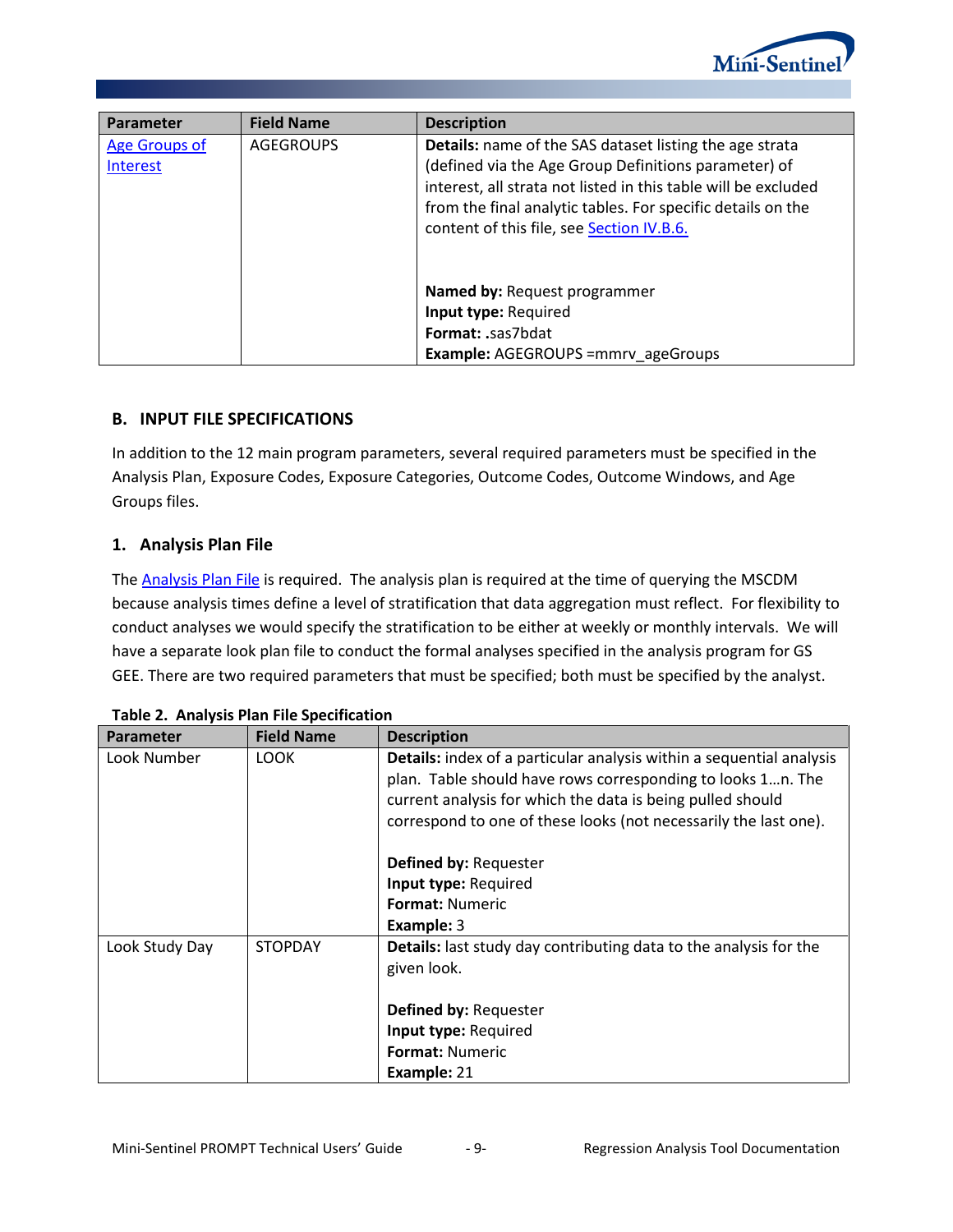| Parameter | Field Name | Description |
|---|---|---|
| Age Groups of Interest | AGEGROUPS | **Details:** name of the SAS dataset listing the age strata (defined via the Age Group Definitions parameter) of interest, all strata not listed in this table will be excluded from the final analytic tables. For specific details on the content of this file, see Section IV.B.6.<br><br>**Named by:** Request programmer<br>**Input type:** Required<br>**Format:** .sas7bdat<br>**Example:** AGEGROUPS =mmrv_ageGroups |

## B. INPUT FILE SPECIFICATIONS

In addition to the 12 main program parameters, several required parameters must be specified in the Analysis Plan, Exposure Codes, Exposure Categories, Outcome Codes, Outcome Windows, and Age Groups files.

### 1. Analysis Plan File

The Analysis Plan File is required. The analysis plan is required at the time of querying the MSCDM because analysis times define a level of stratification that data aggregation must reflect. For flexibility to conduct analyses we would specify the stratification to be either at weekly or monthly intervals. We will have a separate look plan file to conduct the formal analyses specified in the analysis program for GS GEE. There are two required parameters that must be specified; both must be specified by the analyst.

**Table 2. Analysis Plan File Specification**

| Parameter | Field Name | Description |
|---|---|---|
| Look Number | LOOK | **Details:** index of a particular analysis within a sequential analysis plan. Table should have rows corresponding to looks 1…n. The current analysis for which the data is being pulled should correspond to one of these looks (not necessarily the last one).<br><br>**Defined by:** Requester<br>**Input type:** Required<br>**Format:** Numeric<br>**Example:** 3 |
| Look Study Day | STOPDAY | **Details:** last study day contributing data to the analysis for the given look.<br><br>**Defined by:** Requester<br>**Input type:** Required<br>**Format:** Numeric<br>**Example:** 21 |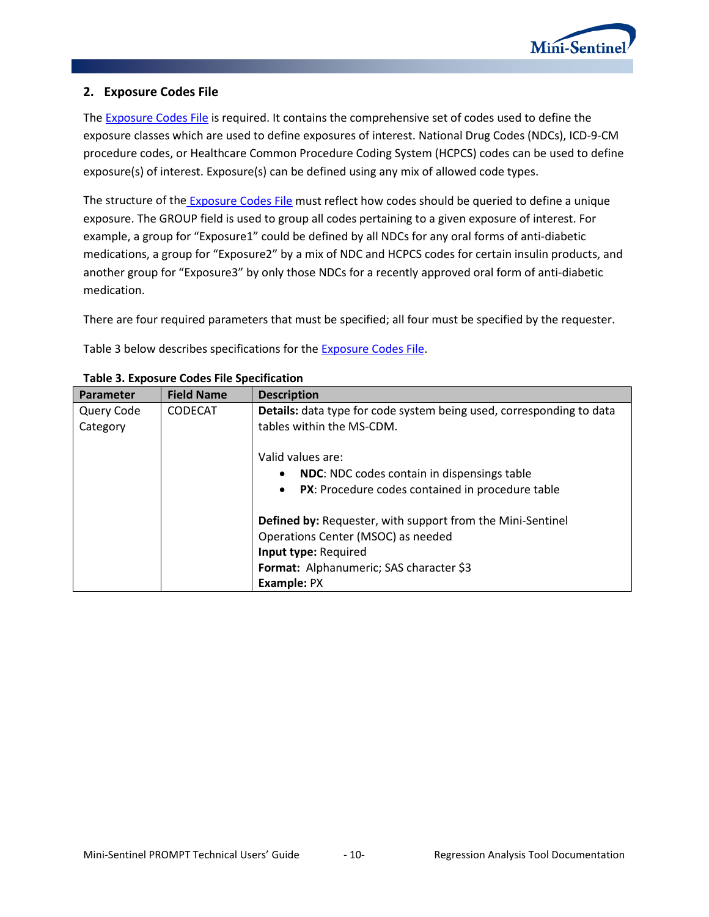## 2. Exposure Codes File

The Exposure Codes File is required. It contains the comprehensive set of codes used to define the exposure classes which are used to define exposures of interest. National Drug Codes (NDCs), ICD-9-CM procedure codes, or Healthcare Common Procedure Coding System (HCPCS) codes can be used to define exposure(s) of interest. Exposure(s) can be defined using any mix of allowed code types.

The structure of the Exposure Codes File must reflect how codes should be queried to define a unique exposure. The GROUP field is used to group all codes pertaining to a given exposure of interest. For example, a group for "Exposure1" could be defined by all NDCs for any oral forms of anti-diabetic medications, a group for "Exposure2" by a mix of NDC and HCPCS codes for certain insulin products, and another group for "Exposure3" by only those NDCs for a recently approved oral form of anti-diabetic medication.

There are four required parameters that must be specified; all four must be specified by the requester.

Table 3 below describes specifications for the Exposure Codes File.

**Table 3. Exposure Codes File Specification**

| Parameter | Field Name | Description |
|---|---|---|
| Query Code Category | CODECAT | **Details:** data type for code system being used, corresponding to data tables within the MS-CDM.<br><br>Valid values are:<br>• **NDC**: NDC codes contain in dispensings table<br>• **PX**: Procedure codes contained in procedure table<br><br>**Defined by:** Requester, with support from the Mini-Sentinel Operations Center (MSOC) as needed<br>**Input type:** Required<br>**Format:** Alphanumeric; SAS character $3<br>**Example:** PX |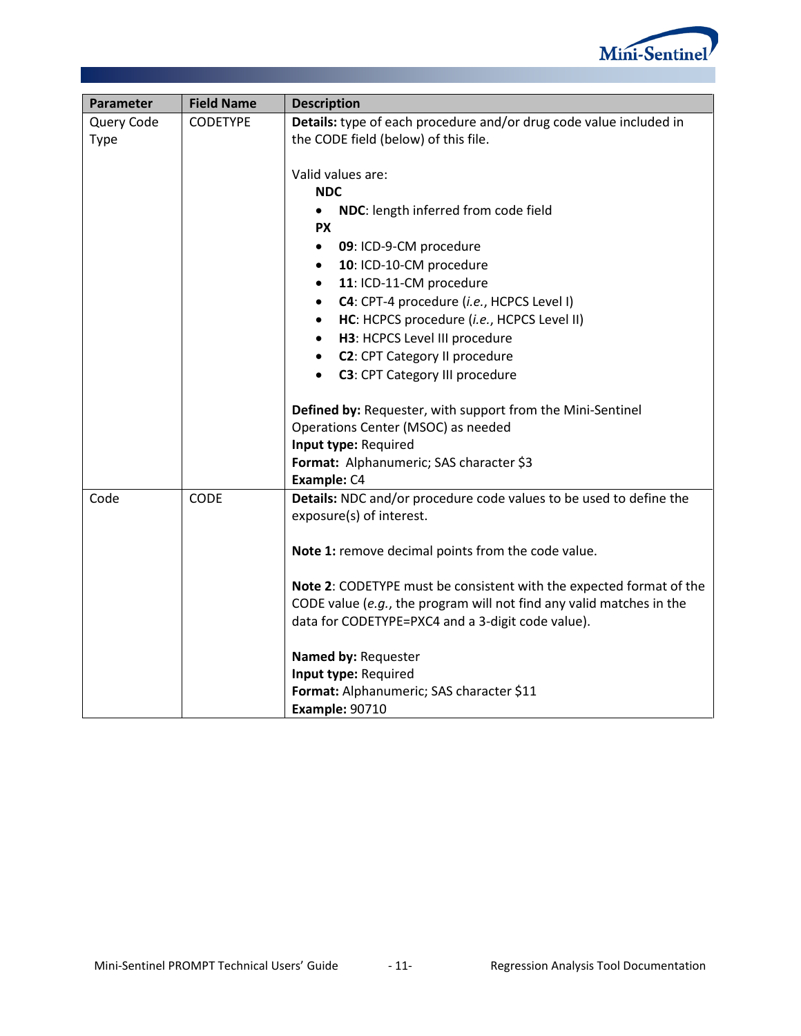| Parameter | Field Name | Description |
|---|---|---|
| Query Code Type | CODETYPE | **Details:** type of each procedure and/or drug code value included in the CODE field (below) of this file.<br><br>Valid values are:<br>**NDC**<br>• **NDC**: length inferred from code field<br>**PX**<br>• **09**: ICD-9-CM procedure<br>• **10**: ICD-10-CM procedure<br>• **11**: ICD-11-CM procedure<br>• **C4**: CPT-4 procedure (*i.e.*, HCPCS Level I)<br>• **HC**: HCPCS procedure (*i.e.*, HCPCS Level II)<br>• **H3**: HCPCS Level III procedure<br>• **C2**: CPT Category II procedure<br>• **C3**: CPT Category III procedure<br><br>**Defined by:** Requester, with support from the Mini-Sentinel Operations Center (MSOC) as needed<br>**Input type:** Required<br>**Format:** Alphanumeric; SAS character $3<br>**Example:** C4 |
| Code | CODE | **Details:** NDC and/or procedure code values to be used to define the exposure(s) of interest.<br><br>**Note 1:** remove decimal points from the code value.<br><br>**Note 2**: CODETYPE must be consistent with the expected format of the CODE value (*e.g.*, the program will not find any valid matches in the data for CODETYPE=PXC4 and a 3-digit code value).<br><br>**Named by:** Requester<br>**Input type:** Required<br>**Format:** Alphanumeric; SAS character $11<br>**Example:** 90710 |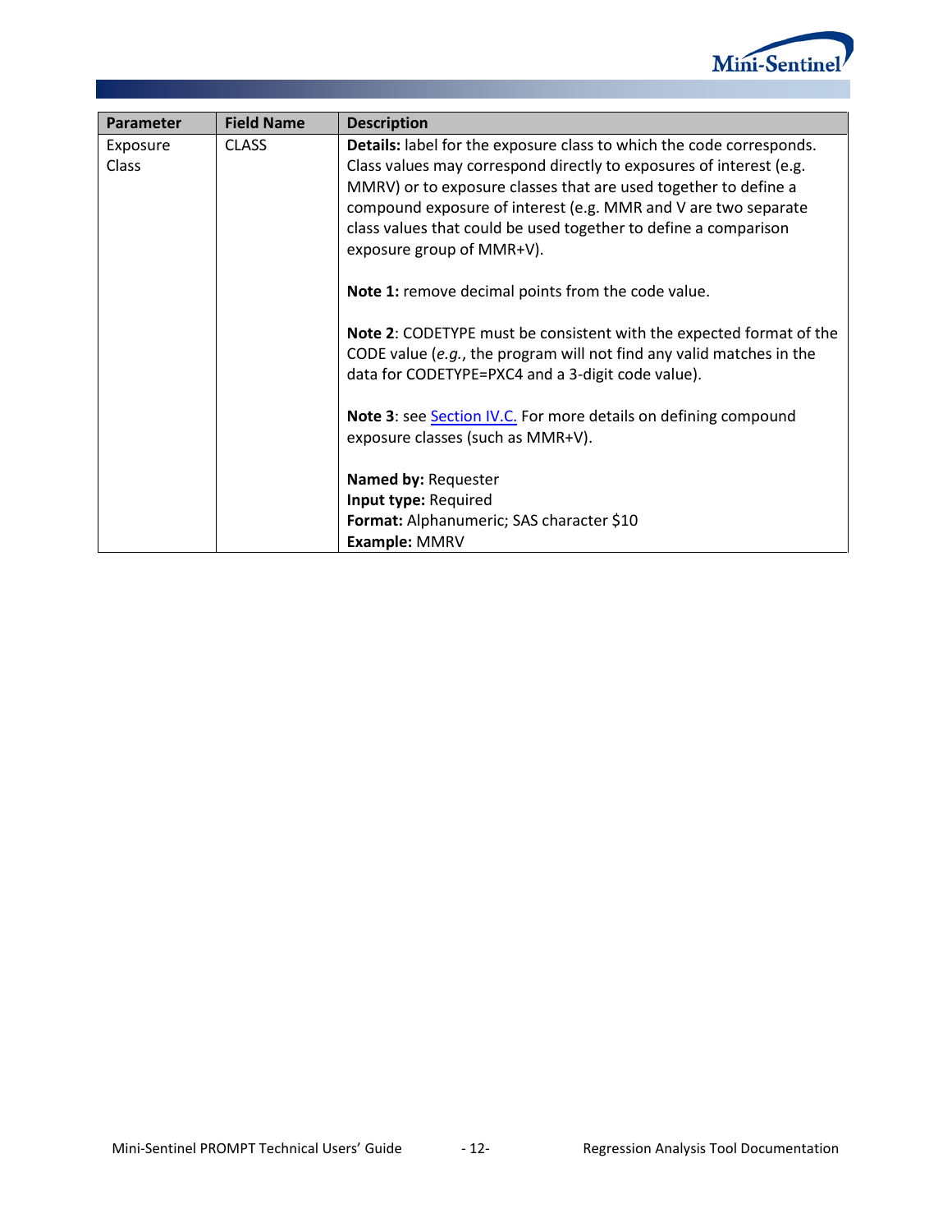| Parameter | Field Name | Description |
|---|---|---|
| Exposure Class | CLASS | **Details:** label for the exposure class to which the code corresponds. Class values may correspond directly to exposures of interest (e.g. MMRV) or to exposure classes that are used together to define a compound exposure of interest (e.g. MMR and V are two separate class values that could be used together to define a comparison exposure group of MMR+V).<br><br>**Note 1:** remove decimal points from the code value.<br><br>**Note 2**: CODETYPE must be consistent with the expected format of the CODE value (*e.g.*, the program will not find any valid matches in the data for CODETYPE=PXC4 and a 3-digit code value).<br><br>**Note 3**: see Section IV.C. For more details on defining compound exposure classes (such as MMR+V).<br><br>**Named by:** Requester<br>**Input type:** Required<br>**Format:** Alphanumeric; SAS character $10<br>**Example:** MMRV |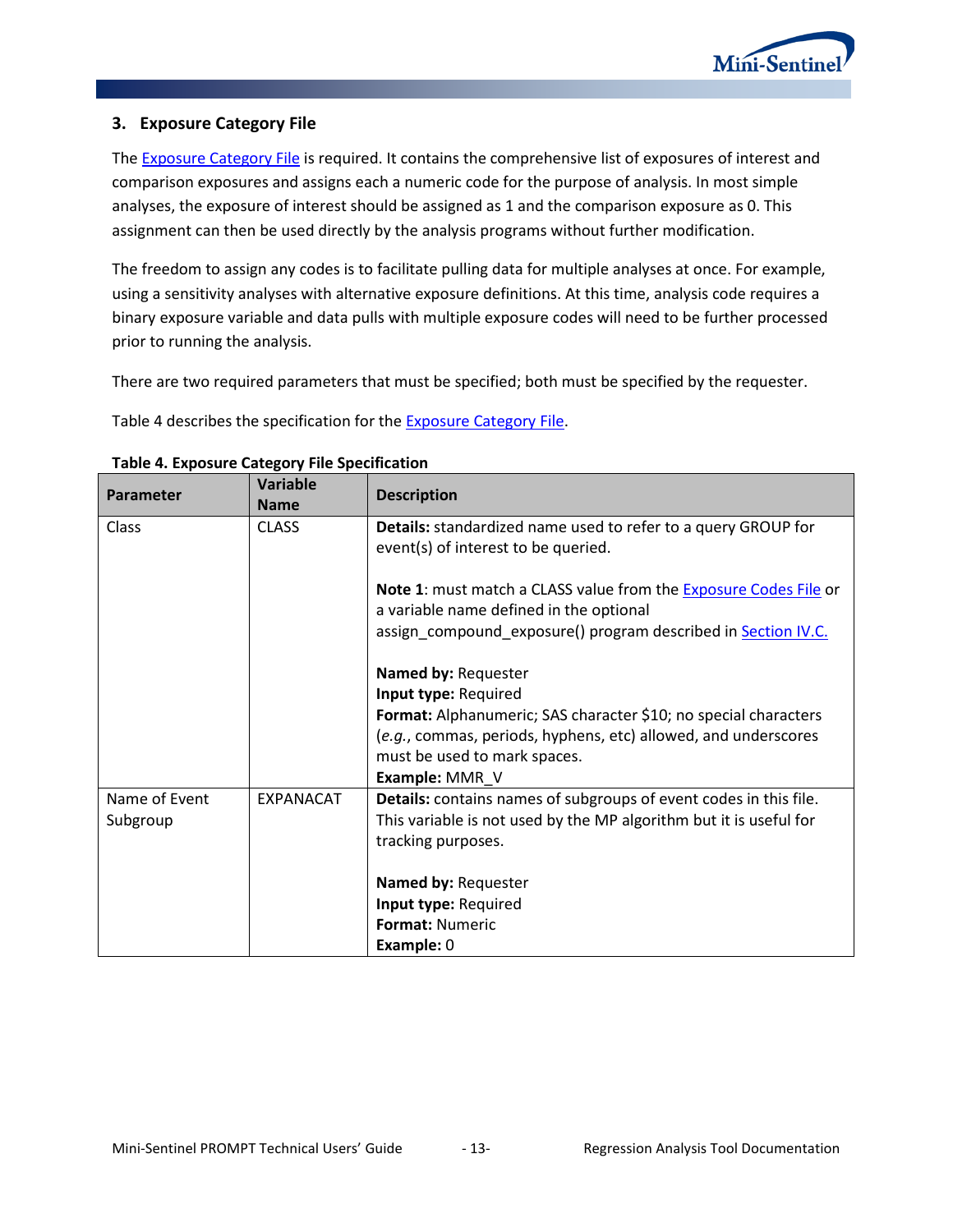### 3. Exposure Category File

The Exposure Category File is required. It contains the comprehensive list of exposures of interest and comparison exposures and assigns each a numeric code for the purpose of analysis. In most simple analyses, the exposure of interest should be assigned as 1 and the comparison exposure as 0. This assignment can then be used directly by the analysis programs without further modification.

The freedom to assign any codes is to facilitate pulling data for multiple analyses at once. For example, using a sensitivity analyses with alternative exposure definitions. At this time, analysis code requires a binary exposure variable and data pulls with multiple exposure codes will need to be further processed prior to running the analysis.

There are two required parameters that must be specified; both must be specified by the requester.

Table 4 describes the specification for the Exposure Category File.

**Table 4. Exposure Category File Specification**

| Parameter | Variable Name | Description |
|---|---|---|
| Class | CLASS | **Details:** standardized name used to refer to a query GROUP for event(s) of interest to be queried.<br><br>**Note 1**: must match a CLASS value from the Exposure Codes File or a variable name defined in the optional assign_compound_exposure() program described in Section IV.C.<br><br>**Named by:** Requester<br>**Input type:** Required<br>**Format:** Alphanumeric; SAS character $10; no special characters (*e.g.*, commas, periods, hyphens, etc) allowed, and underscores must be used to mark spaces.<br>**Example:** MMR_V |
| Name of Event Subgroup | EXPANACAT | **Details:** contains names of subgroups of event codes in this file. This variable is not used by the MP algorithm but it is useful for tracking purposes.<br><br>**Named by:** Requester<br>**Input type:** Required<br>**Format:** Numeric<br>**Example:** 0 |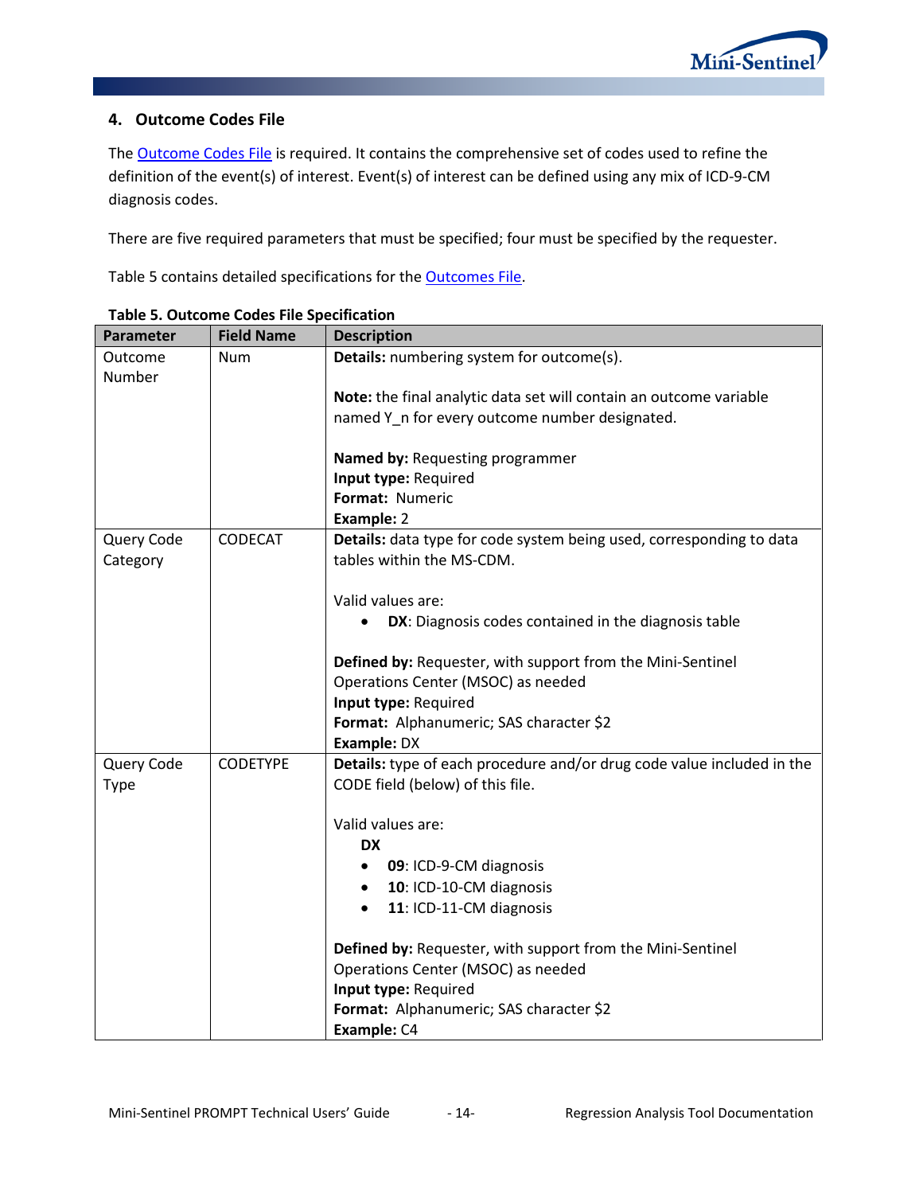## 4. Outcome Codes File

The Outcome Codes File is required. It contains the comprehensive set of codes used to refine the definition of the event(s) of interest. Event(s) of interest can be defined using any mix of ICD-9-CM diagnosis codes.

There are five required parameters that must be specified; four must be specified by the requester.

Table 5 contains detailed specifications for the Outcomes File.

**Table 5. Outcome Codes File Specification**

| Parameter | Field Name | Description |
|---|---|---|
| Outcome Number | Num | **Details:** numbering system for outcome(s).<br><br>**Note:** the final analytic data set will contain an outcome variable named Y_n for every outcome number designated.<br><br>**Named by:** Requesting programmer<br>**Input type:** Required<br>**Format:** Numeric<br>**Example:** 2 |
| Query Code Category | CODECAT | **Details:** data type for code system being used, corresponding to data tables within the MS-CDM.<br><br>Valid values are:<br>• **DX**: Diagnosis codes contained in the diagnosis table<br><br>**Defined by:** Requester, with support from the Mini-Sentinel Operations Center (MSOC) as needed<br>**Input type:** Required<br>**Format:** Alphanumeric; SAS character $2<br>**Example:** DX |
| Query Code Type | CODETYPE | **Details:** type of each procedure and/or drug code value included in the CODE field (below) of this file.<br><br>Valid values are:<br>**DX**<br>• **09**: ICD-9-CM diagnosis<br>• **10**: ICD-10-CM diagnosis<br>• **11**: ICD-11-CM diagnosis<br><br>**Defined by:** Requester, with support from the Mini-Sentinel Operations Center (MSOC) as needed<br>**Input type:** Required<br>**Format:** Alphanumeric; SAS character $2<br>**Example:** C4 |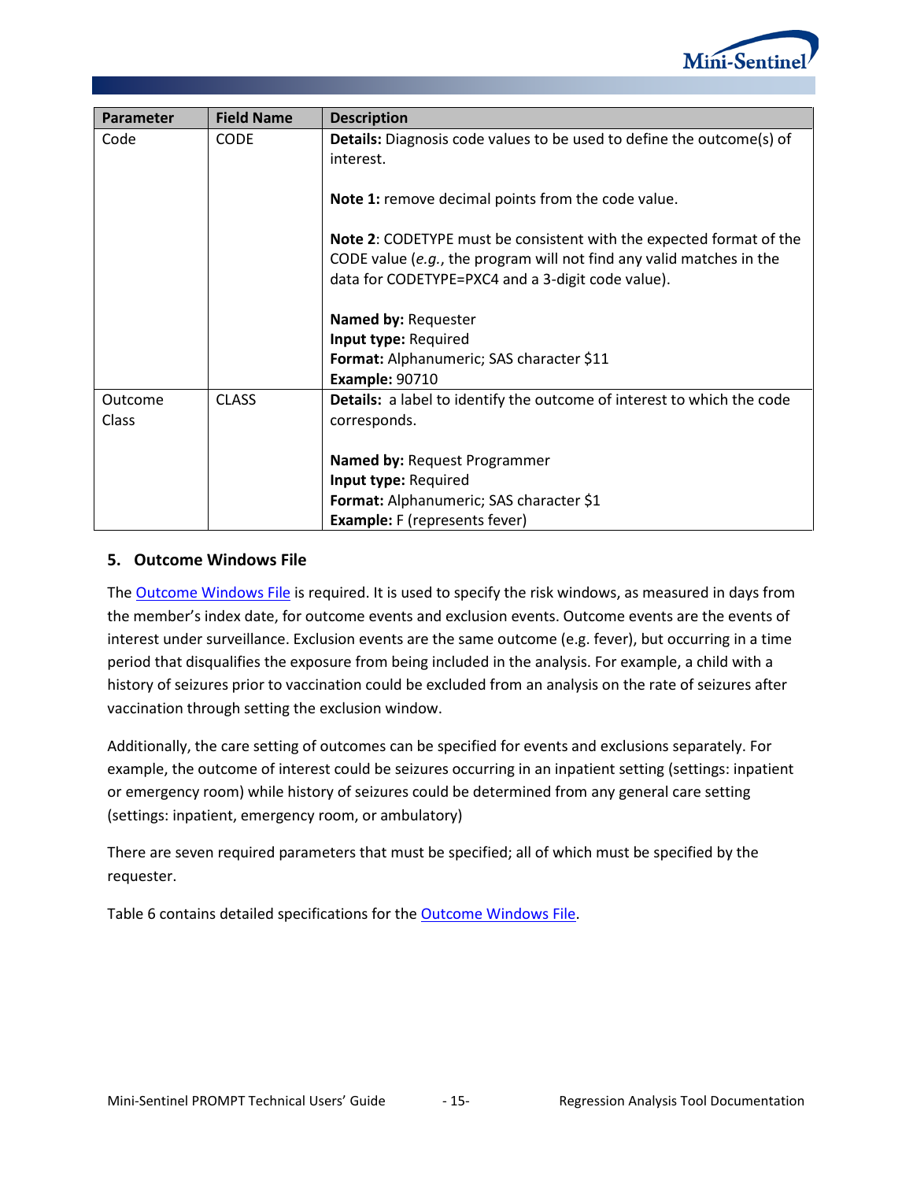| Parameter | Field Name | Description |
|---|---|---|
| Code | CODE | **Details:** Diagnosis code values to be used to define the outcome(s) of interest.<br><br>**Note 1:** remove decimal points from the code value.<br><br>**Note 2**: CODETYPE must be consistent with the expected format of the CODE value (*e.g.*, the program will not find any valid matches in the data for CODETYPE=PXC4 and a 3-digit code value).<br><br>**Named by:** Requester<br>**Input type:** Required<br>**Format:** Alphanumeric; SAS character $11<br>**Example:** 90710 |
| Outcome Class | CLASS | **Details:** a label to identify the outcome of interest to which the code corresponds.<br><br>**Named by:** Request Programmer<br>**Input type:** Required<br>**Format:** Alphanumeric; SAS character $1<br>**Example:** F (represents fever) |

## 5. Outcome Windows File

The Outcome Windows File is required. It is used to specify the risk windows, as measured in days from the member's index date, for outcome events and exclusion events. Outcome events are the events of interest under surveillance. Exclusion events are the same outcome (e.g. fever), but occurring in a time period that disqualifies the exposure from being included in the analysis. For example, a child with a history of seizures prior to vaccination could be excluded from an analysis on the rate of seizures after vaccination through setting the exclusion window.

Additionally, the care setting of outcomes can be specified for events and exclusions separately. For example, the outcome of interest could be seizures occurring in an inpatient setting (settings: inpatient or emergency room) while history of seizures could be determined from any general care setting (settings: inpatient, emergency room, or ambulatory)

There are seven required parameters that must be specified; all of which must be specified by the requester.

Table 6 contains detailed specifications for the Outcome Windows File.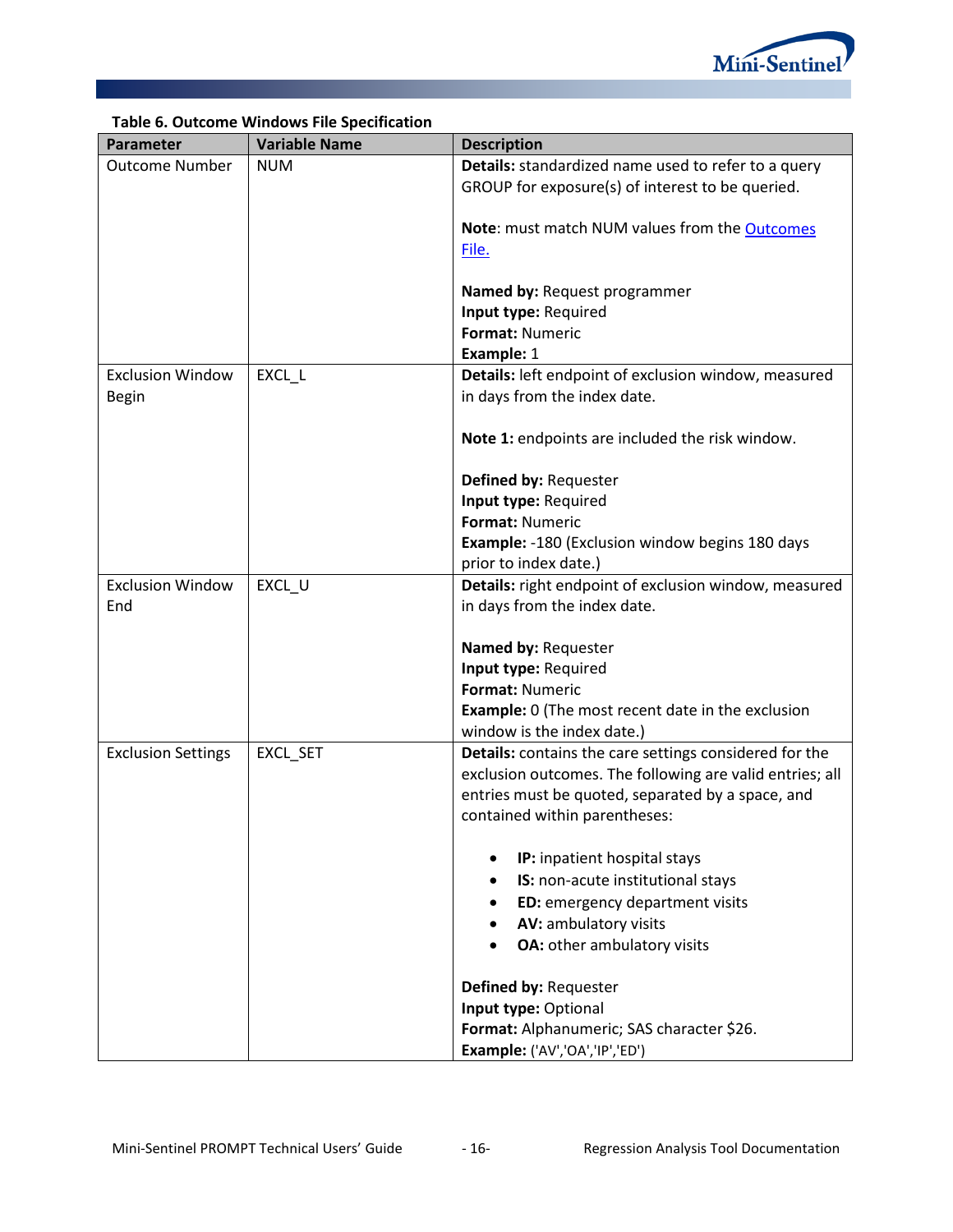**Table 6. Outcome Windows File Specification**

| Parameter | Variable Name | Description |
|---|---|---|
| Outcome Number | NUM | **Details:** standardized name used to refer to a query GROUP for exposure(s) of interest to be queried.<br><br>**Note**: must match NUM values from the Outcomes File.<br><br>**Named by:** Request programmer<br>**Input type:** Required<br>**Format:** Numeric<br>**Example:** 1 |
| Exclusion Window Begin | EXCL_L | **Details:** left endpoint of exclusion window, measured in days from the index date.<br><br>**Note 1:** endpoints are included the risk window.<br><br>**Defined by:** Requester<br>**Input type:** Required<br>**Format:** Numeric<br>**Example:** -180 (Exclusion window begins 180 days prior to index date.) |
| Exclusion Window End | EXCL_U | **Details:** right endpoint of exclusion window, measured in days from the index date.<br><br>**Named by:** Requester<br>**Input type:** Required<br>**Format:** Numeric<br>**Example:** 0 (The most recent date in the exclusion window is the index date.) |
| Exclusion Settings | EXCL_SET | **Details:** contains the care settings considered for the exclusion outcomes. The following are valid entries; all entries must be quoted, separated by a space, and contained within parentheses:<br><br>• **IP:** inpatient hospital stays<br>• **IS:** non-acute institutional stays<br>• **ED:** emergency department visits<br>• **AV:** ambulatory visits<br>• **OA:** other ambulatory visits<br><br>**Defined by:** Requester<br>**Input type:** Optional<br>**Format:** Alphanumeric; SAS character $26.<br>**Example:** ('AV','OA','IP','ED') |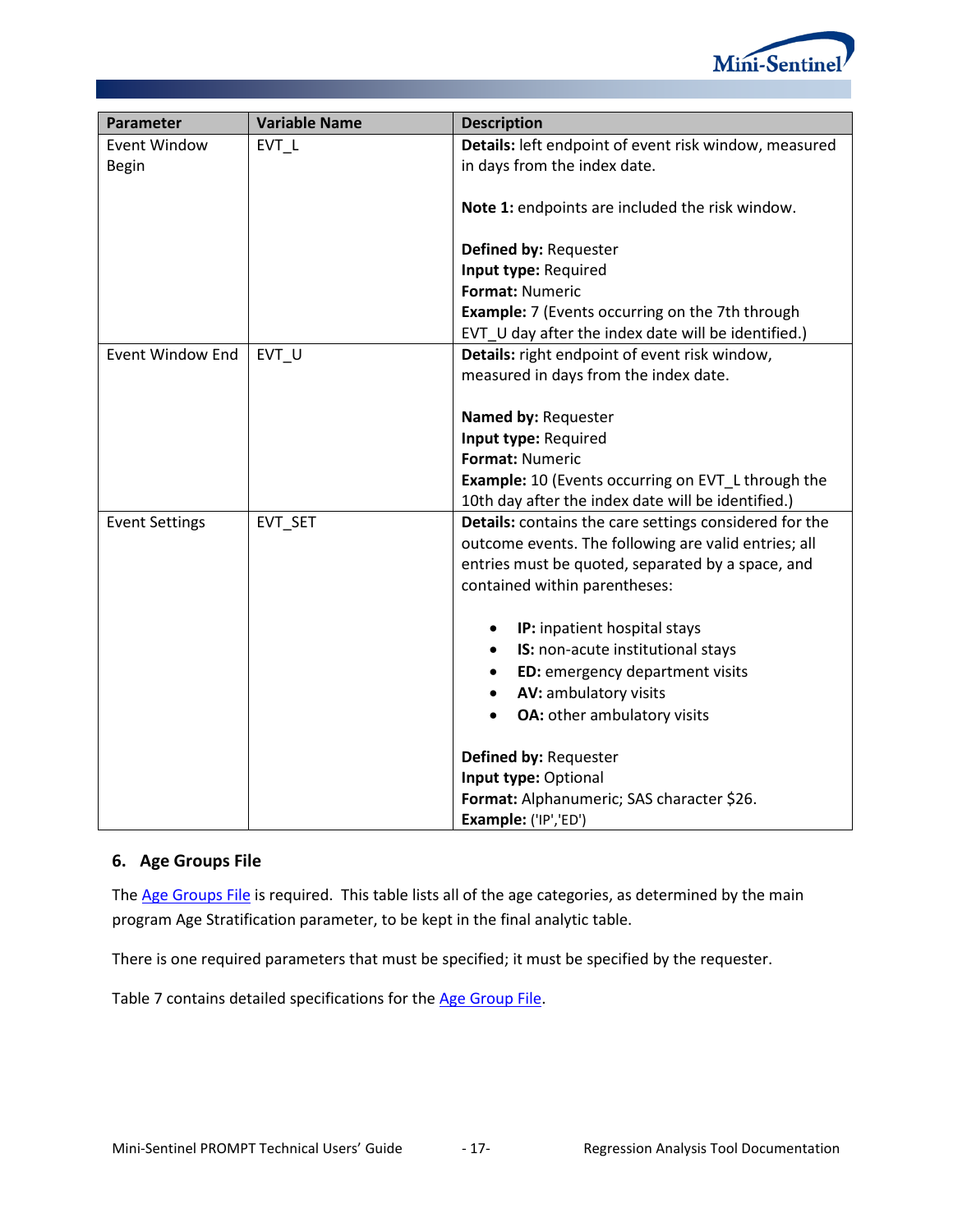| Parameter | Variable Name | Description |
| --- | --- | --- |
| Event Window Begin | EVT_L | **Details:** left endpoint of event risk window, measured in days from the index date.<br><br>**Note 1:** endpoints are included the risk window.<br><br>**Defined by:** Requester<br>**Input type:** Required<br>**Format:** Numeric<br>**Example:** 7 (Events occurring on the 7th through EVT_U day after the index date will be identified.) |
| Event Window End | EVT_U | **Details:** right endpoint of event risk window, measured in days from the index date.<br><br>**Named by:** Requester<br>**Input type:** Required<br>**Format:** Numeric<br>**Example:** 10 (Events occurring on EVT_L through the 10th day after the index date will be identified.) |
| Event Settings | EVT_SET | **Details:** contains the care settings considered for the outcome events. The following are valid entries; all entries must be quoted, separated by a space, and contained within parentheses:<br><br>• **IP:** inpatient hospital stays<br>• **IS:** non-acute institutional stays<br>• **ED:** emergency department visits<br>• **AV:** ambulatory visits<br>• **OA:** other ambulatory visits<br><br>**Defined by:** Requester<br>**Input type:** Optional<br>**Format:** Alphanumeric; SAS character $26.<br>**Example:** ('IP','ED') |

## 6. Age Groups File

The Age Groups File is required. This table lists all of the age categories, as determined by the main program Age Stratification parameter, to be kept in the final analytic table.

There is one required parameters that must be specified; it must be specified by the requester.

Table 7 contains detailed specifications for the Age Group File.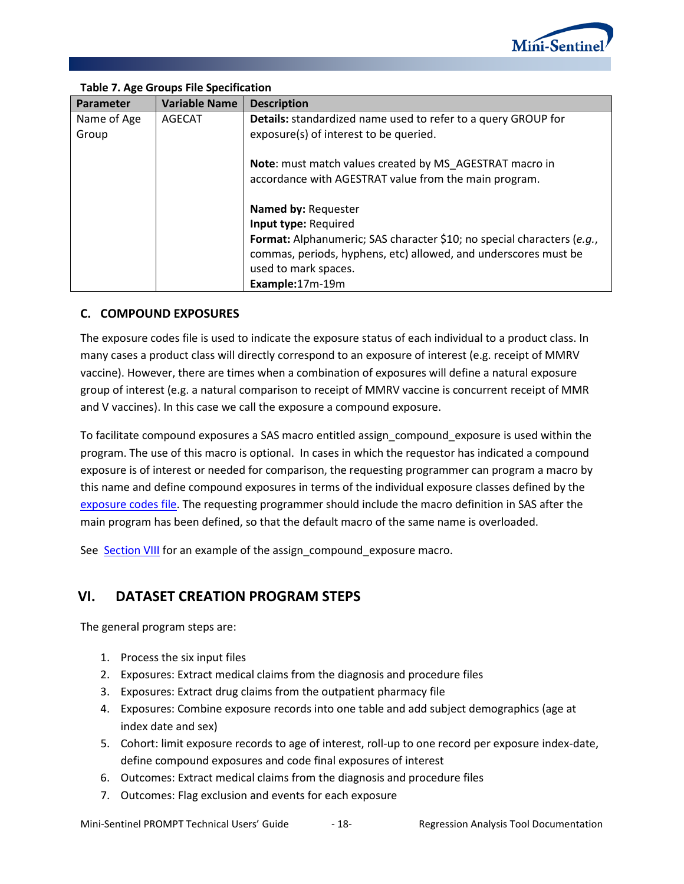**Table 7. Age Groups File Specification**

| Parameter | Variable Name | Description |
|---|---|---|
| Name of Age Group | AGECAT | **Details:** standardized name used to refer to a query GROUP for exposure(s) of interest to be queried.<br><br>**Note**: must match values created by MS_AGESTRAT macro in accordance with AGESTRAT value from the main program.<br><br>**Named by:** Requester<br>**Input type:** Required<br>**Format:** Alphanumeric; SAS character $10; no special characters (*e.g.*, commas, periods, hyphens, etc) allowed, and underscores must be used to mark spaces.<br>**Example:**17m-19m |

### C. COMPOUND EXPOSURES

The exposure codes file is used to indicate the exposure status of each individual to a product class. In many cases a product class will directly correspond to an exposure of interest (e.g. receipt of MMRV vaccine). However, there are times when a combination of exposures will define a natural exposure group of interest (e.g. a natural comparison to receipt of MMRV vaccine is concurrent receipt of MMR and V vaccines). In this case we call the exposure a compound exposure.

To facilitate compound exposures a SAS macro entitled assign_compound_exposure is used within the program. The use of this macro is optional. In cases in which the requestor has indicated a compound exposure is of interest or needed for comparison, the requesting programmer can program a macro by this name and define compound exposures in terms of the individual exposure classes defined by the exposure codes file. The requesting programmer should include the macro definition in SAS after the main program has been defined, so that the default macro of the same name is overloaded.

See Section VIII for an example of the assign_compound_exposure macro.

## VI. DATASET CREATION PROGRAM STEPS

The general program steps are:

1. Process the six input files
2. Exposures: Extract medical claims from the diagnosis and procedure files
3. Exposures: Extract drug claims from the outpatient pharmacy file
4. Exposures: Combine exposure records into one table and add subject demographics (age at index date and sex)
5. Cohort: limit exposure records to age of interest, roll-up to one record per exposure index-date, define compound exposures and code final exposures of interest
6. Outcomes: Extract medical claims from the diagnosis and procedure files
7. Outcomes: Flag exclusion and events for each exposure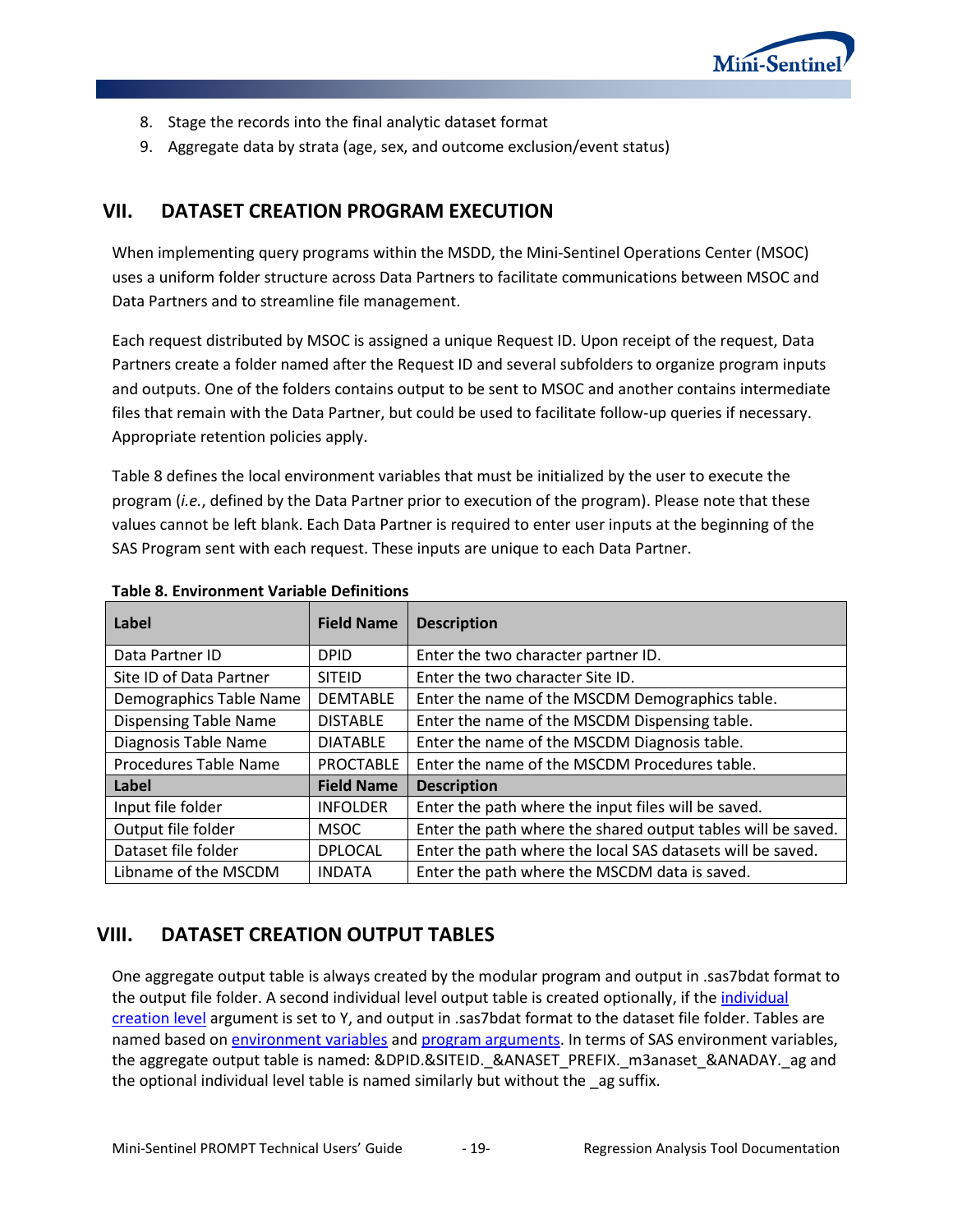8. Stage the records into the final analytic dataset format
9. Aggregate data by strata (age, sex, and outcome exclusion/event status)

## VII. DATASET CREATION PROGRAM EXECUTION

When implementing query programs within the MSDD, the Mini-Sentinel Operations Center (MSOC) uses a uniform folder structure across Data Partners to facilitate communications between MSOC and Data Partners and to streamline file management.

Each request distributed by MSOC is assigned a unique Request ID. Upon receipt of the request, Data Partners create a folder named after the Request ID and several subfolders to organize program inputs and outputs. One of the folders contains output to be sent to MSOC and another contains intermediate files that remain with the Data Partner, but could be used to facilitate follow-up queries if necessary. Appropriate retention policies apply.

Table 8 defines the local environment variables that must be initialized by the user to execute the program (*i.e.*, defined by the Data Partner prior to execution of the program). Please note that these values cannot be left blank. Each Data Partner is required to enter user inputs at the beginning of the SAS Program sent with each request. These inputs are unique to each Data Partner.

**Table 8. Environment Variable Definitions**

| Label | Field Name | Description |
|---|---|---|
| Data Partner ID | DPID | Enter the two character partner ID. |
| Site ID of Data Partner | SITEID | Enter the two character Site ID. |
| Demographics Table Name | DEMTABLE | Enter the name of the MSCDM Demographics table. |
| Dispensing Table Name | DISTABLE | Enter the name of the MSCDM Dispensing table. |
| Diagnosis Table Name | DIATABLE | Enter the name of the MSCDM Diagnosis table. |
| Procedures Table Name | PROCTABLE | Enter the name of the MSCDM Procedures table. |
| **Label** | **Field Name** | **Description** |
| Input file folder | INFOLDER | Enter the path where the input files will be saved. |
| Output file folder | MSOC | Enter the path where the shared output tables will be saved. |
| Dataset file folder | DPLOCAL | Enter the path where the local SAS datasets will be saved. |
| Libname of the MSCDM | INDATA | Enter the path where the MSCDM data is saved. |

## VIII. DATASET CREATION OUTPUT TABLES

One aggregate output table is always created by the modular program and output in .sas7bdat format to the output file folder. A second individual level output table is created optionally, if the individual creation level argument is set to Y, and output in .sas7bdat format to the dataset file folder. Tables are named based on environment variables and program arguments. In terms of SAS environment variables, the aggregate output table is named: &DPID.&SITEID._&ANASET_PREFIX._m3anaset_&ANADAY._ag and the optional individual level table is named similarly but without the _ag suffix.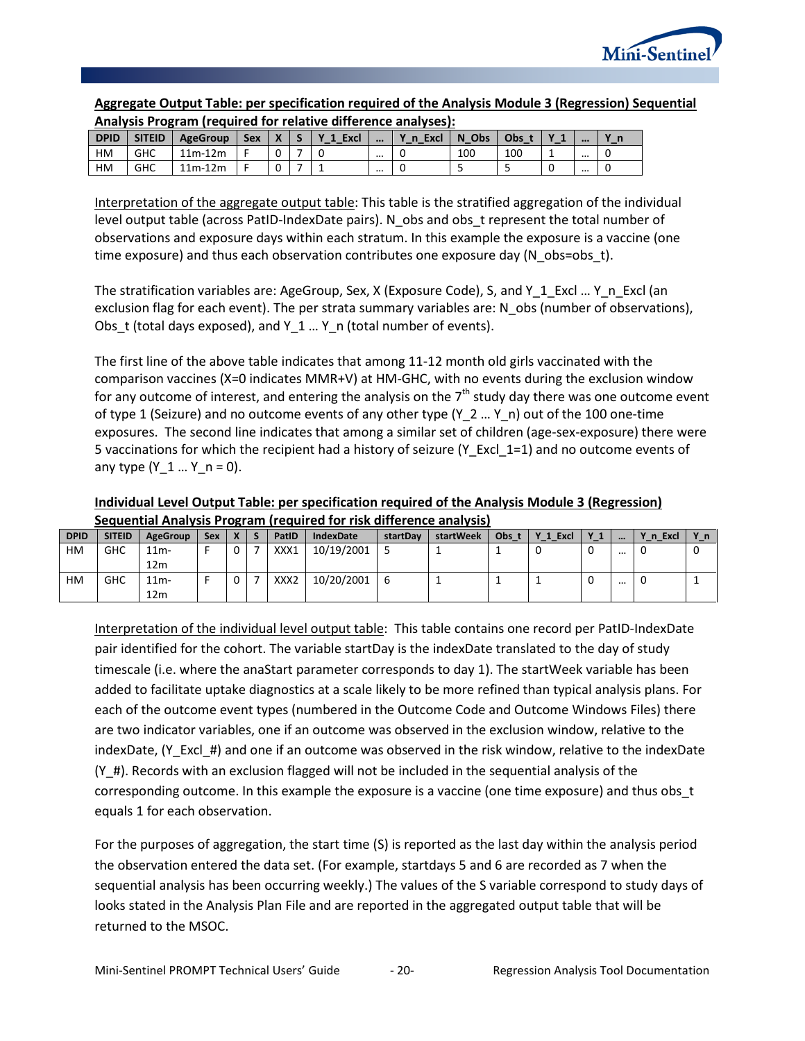**Aggregate Output Table: per specification required of the Analysis Module 3 (Regression) Sequential Analysis Program (required for relative difference analyses):**

| DPID | SITEID | AgeGroup | Sex | X | S | Y_1_Excl | … | Y_n_Excl | N_Obs | Obs_t | Y_1 | … | Y_n |
|---|---|---|---|---|---|---|---|---|---|---|---|---|---|
| HM | GHC | 11m-12m | F | 0 | 7 | 0 | … | 0 | 100 | 100 | 1 | … | 0 |
| HM | GHC | 11m-12m | F | 0 | 7 | 1 | … | 0 | 5 | 5 | 0 | … | 0 |

Interpretation of the aggregate output table: This table is the stratified aggregation of the individual level output table (across PatID-IndexDate pairs). N_obs and obs_t represent the total number of observations and exposure days within each stratum. In this example the exposure is a vaccine (one time exposure) and thus each observation contributes one exposure day (N_obs=obs_t).

The stratification variables are: AgeGroup, Sex, X (Exposure Code), S, and Y_1_Excl … Y_n_Excl (an exclusion flag for each event). The per strata summary variables are: N_obs (number of observations), Obs_t (total days exposed), and Y_1 … Y_n (total number of events).

The first line of the above table indicates that among 11-12 month old girls vaccinated with the comparison vaccines (X=0 indicates MMR+V) at HM-GHC, with no events during the exclusion window for any outcome of interest, and entering the analysis on the 7th study day there was one outcome event of type 1 (Seizure) and no outcome events of any other type (Y_2 … Y_n) out of the 100 one-time exposures. The second line indicates that among a similar set of children (age-sex-exposure) there were 5 vaccinations for which the recipient had a history of seizure (Y_Excl_1=1) and no outcome events of any type (Y_1 … Y_n = 0).

**Individual Level Output Table: per specification required of the Analysis Module 3 (Regression) Sequential Analysis Program (required for risk difference analysis)**

| DPID | SITEID | AgeGroup | Sex | X | S | PatID | IndexDate | startDay | startWeek | Obs_t | Y_1_Excl | Y_1 | … | Y_n_Excl | Y_n |
|---|---|---|---|---|---|---|---|---|---|---|---|---|---|---|---|
| HM | GHC | 11m-12m | F | 0 | 7 | XXX1 | 10/19/2001 | 5 | 1 | 1 | 0 | 0 | … | 0 | 0 |
| HM | GHC | 11m-12m | F | 0 | 7 | XXX2 | 10/20/2001 | 6 | 1 | 1 | 1 | 0 | … | 0 | 1 |

Interpretation of the individual level output table: This table contains one record per PatID-IndexDate pair identified for the cohort. The variable startDay is the indexDate translated to the day of study timescale (i.e. where the anaStart parameter corresponds to day 1). The startWeek variable has been added to facilitate uptake diagnostics at a scale likely to be more refined than typical analysis plans. For each of the outcome event types (numbered in the Outcome Code and Outcome Windows Files) there are two indicator variables, one if an outcome was observed in the exclusion window, relative to the indexDate, (Y_Excl_#) and one if an outcome was observed in the risk window, relative to the indexDate (Y_#). Records with an exclusion flagged will not be included in the sequential analysis of the corresponding outcome. In this example the exposure is a vaccine (one time exposure) and thus obs_t equals 1 for each observation.

For the purposes of aggregation, the start time (S) is reported as the last day within the analysis period the observation entered the data set. (For example, startdays 5 and 6 are recorded as 7 when the sequential analysis has been occurring weekly.) The values of the S variable correspond to study days of looks stated in the Analysis Plan File and are reported in the aggregated output table that will be returned to the MSOC.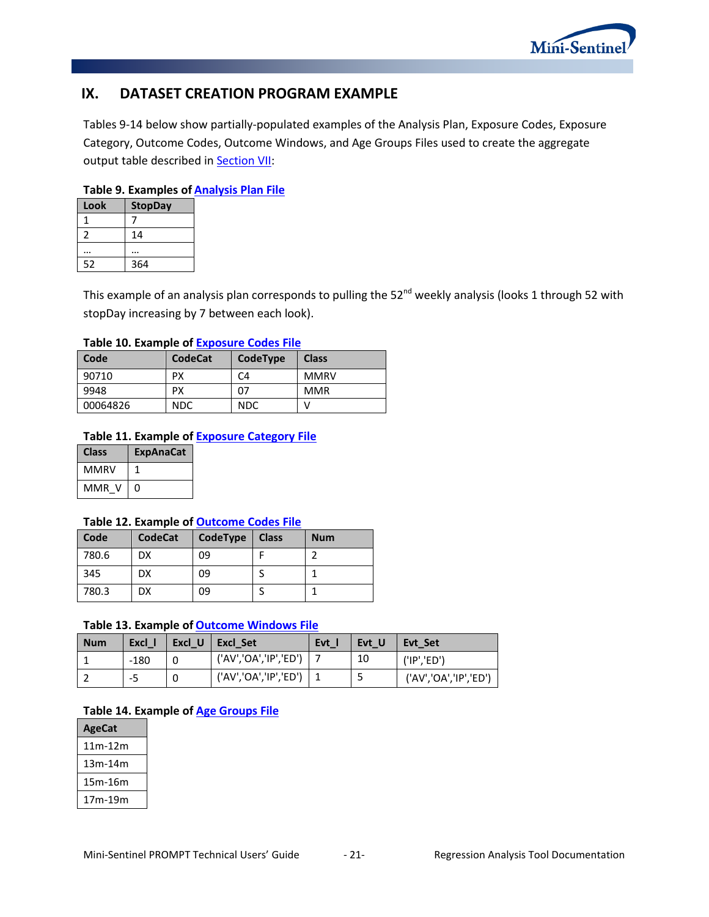## IX. DATASET CREATION PROGRAM EXAMPLE

Tables 9-14 below show partially-populated examples of the Analysis Plan, Exposure Codes, Exposure Category, Outcome Codes, Outcome Windows, and Age Groups Files used to create the aggregate output table described in Section VII:

**Table 9. Examples of Analysis Plan File**

| Look | StopDay |
|---|---|
| 1 | 7 |
| 2 | 14 |
| … | … |
| 52 | 364 |

This example of an analysis plan corresponds to pulling the 52nd weekly analysis (looks 1 through 52 with stopDay increasing by 7 between each look).

**Table 10. Example of Exposure Codes File**

| Code | CodeCat | CodeType | Class |
|---|---|---|---|
| 90710 | PX | C4 | MMRV |
| 9948 | PX | 07 | MMR |
| 00064826 | NDC | NDC | V |

**Table 11. Example of Exposure Category File**

| Class | ExpAnaCat |
|---|---|
| MMRV | 1 |
| MMR_V | 0 |

**Table 12. Example of Outcome Codes File**

| Code | CodeCat | CodeType | Class | Num |
|---|---|---|---|---|
| 780.6 | DX | 09 | F | 2 |
| 345 | DX | 09 | S | 1 |
| 780.3 | DX | 09 | S | 1 |

**Table 13. Example of Outcome Windows File**

| Num | Excl_l | Excl_U | Excl_Set | Evt_l | Evt_U | Evt_Set |
|---|---|---|---|---|---|---|
| 1 | -180 | 0 | ('AV','OA','IP','ED') | 7 | 10 | ('IP','ED') |
| 2 | -5 | 0 | ('AV','OA','IP','ED') | 1 | 5 | ('AV','OA','IP','ED') |

**Table 14. Example of Age Groups File**

| AgeCat |
|---|
| 11m-12m |
| 13m-14m |
| 15m-16m |
| 17m-19m |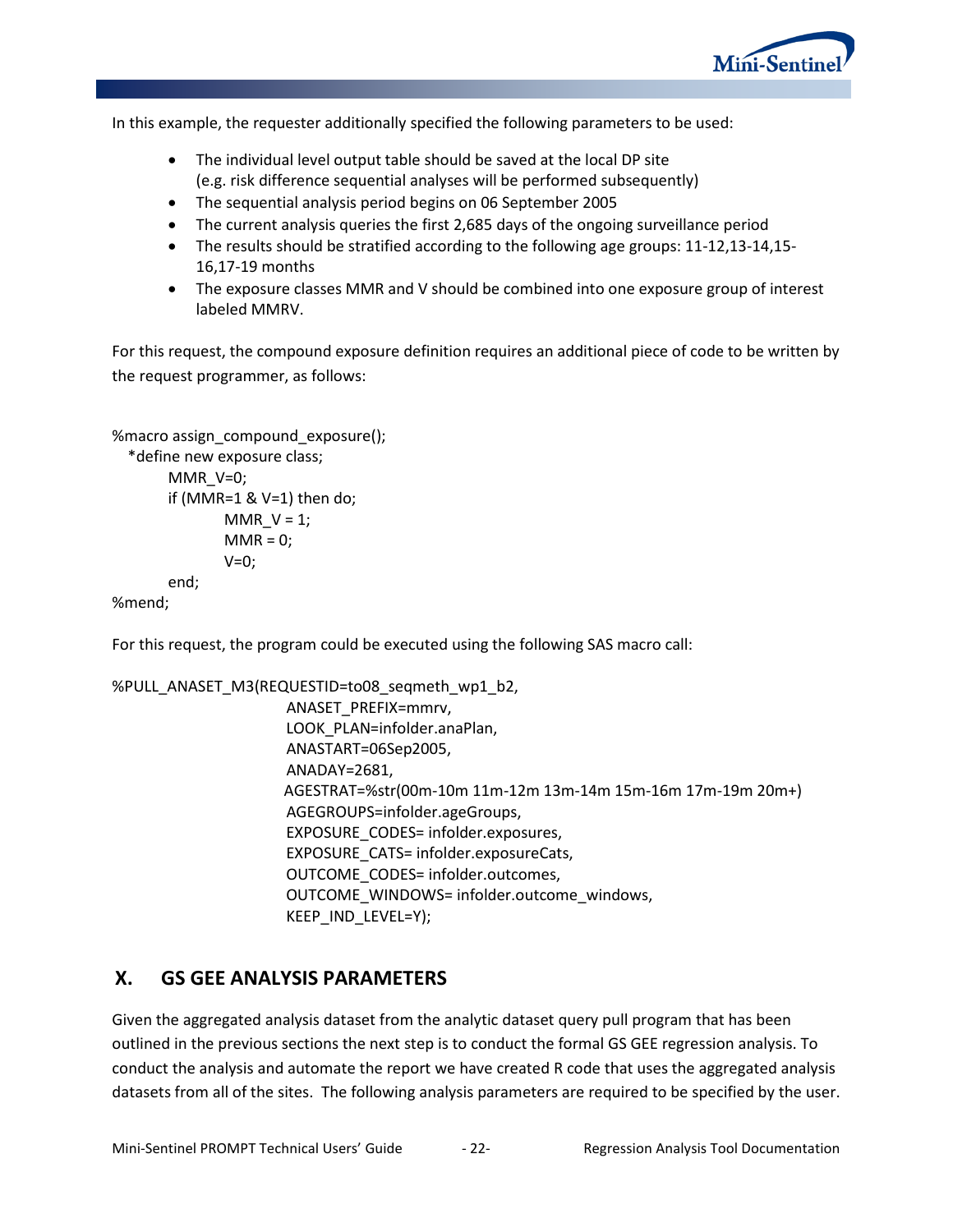In this example, the requester additionally specified the following parameters to be used:

- The individual level output table should be saved at the local DP site (e.g. risk difference sequential analyses will be performed subsequently)
- The sequential analysis period begins on 06 September 2005
- The current analysis queries the first 2,685 days of the ongoing surveillance period
- The results should be stratified according to the following age groups: 11-12,13-14,15-16,17-19 months
- The exposure classes MMR and V should be combined into one exposure group of interest labeled MMRV.

For this request, the compound exposure definition requires an additional piece of code to be written by the request programmer, as follows:

```
%macro assign_compound_exposure();
   *define new exposure class;
        MMR_V=0;
        if (MMR=1 & V=1) then do;
                MMR_V = 1;
                MMR = 0;
                V=0;
        end;
%mend;
```

For this request, the program could be executed using the following SAS macro call:

```
%PULL_ANASET_M3(REQUESTID=to08_seqmeth_wp1_b2,
                ANASET_PREFIX=mmrv,
                LOOK_PLAN=infolder.anaPlan,
                ANASTART=06Sep2005,
                ANADAY=2681,
                AGESTRAT=%str(00m-10m 11m-12m 13m-14m 15m-16m 17m-19m 20m+)
                AGEGROUPS=infolder.ageGroups,
                EXPOSURE_CODES= infolder.exposures,
                EXPOSURE_CATS= infolder.exposureCats,
                OUTCOME_CODES= infolder.outcomes,
                OUTCOME_WINDOWS= infolder.outcome_windows,
                KEEP_IND_LEVEL=Y);
```

## X. GS GEE ANALYSIS PARAMETERS

Given the aggregated analysis dataset from the analytic dataset query pull program that has been outlined in the previous sections the next step is to conduct the formal GS GEE regression analysis. To conduct the analysis and automate the report we have created R code that uses the aggregated analysis datasets from all of the sites. The following analysis parameters are required to be specified by the user.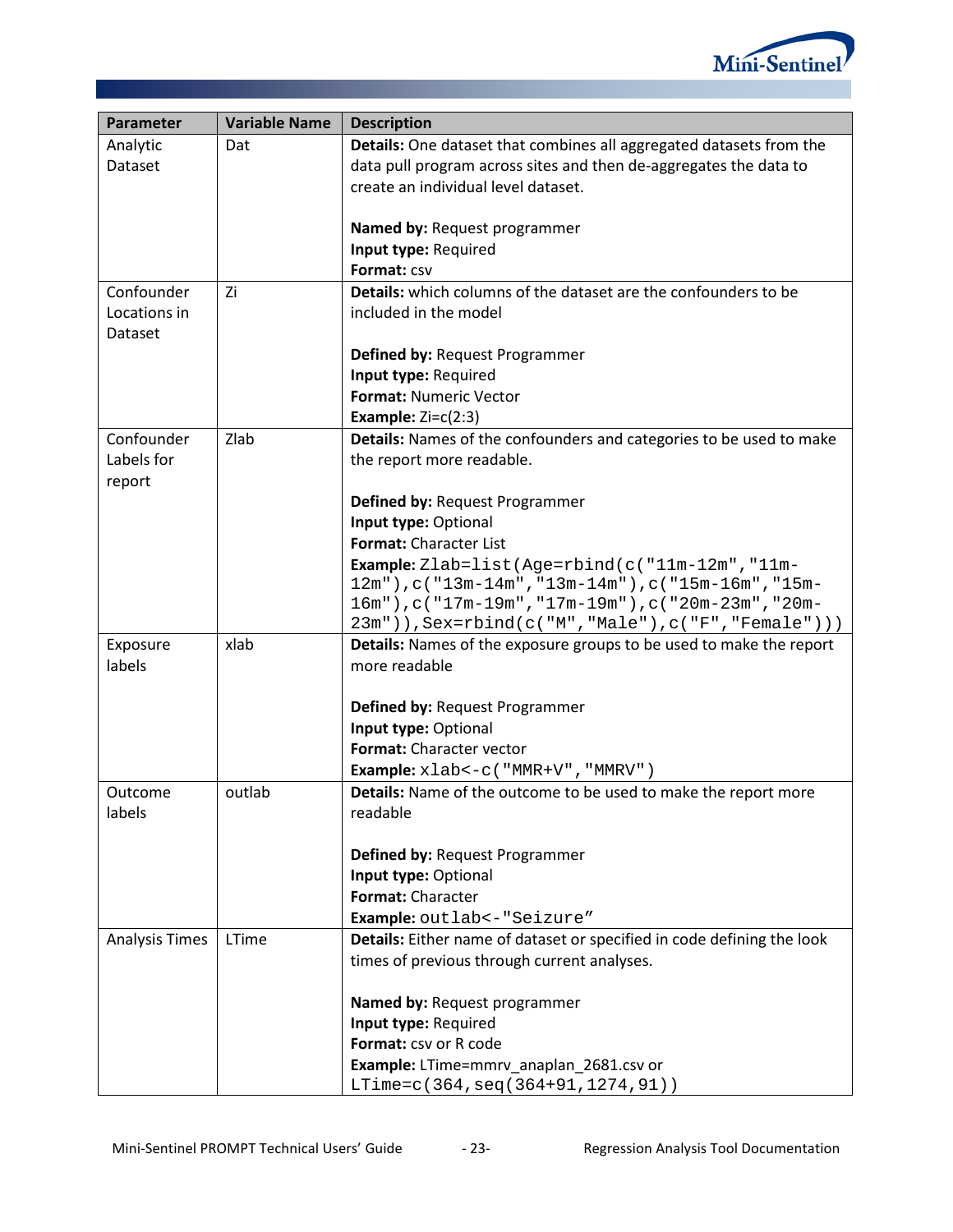| Parameter | Variable Name | Description |
|---|---|---|
| Analytic Dataset | Dat | **Details:** One dataset that combines all aggregated datasets from the data pull program across sites and then de-aggregates the data to create an individual level dataset.<br><br>**Named by:** Request programmer<br>**Input type:** Required<br>**Format:** csv |
| Confounder Locations in Dataset | Zi | **Details:** which columns of the dataset are the confounders to be included in the model<br><br>**Defined by:** Request Programmer<br>**Input type:** Required<br>**Format:** Numeric Vector<br>**Example:** Zi=c(2:3) |
| Confounder Labels for report | Zlab | **Details:** Names of the confounders and categories to be used to make the report more readable.<br><br>**Defined by:** Request Programmer<br>**Input type:** Optional<br>**Format:** Character List<br>**Example:** `Zlab=list(Age=rbind(c("11m-12m","11m-12m"),c("13m-14m","13m-14m"),c("15m-16m","15m-16m"),c("17m-19m","17m-19m"),c("20m-23m","20m-23m")),Sex=rbind(c("M","Male"),c("F","Female")))` |
| Exposure labels | xlab | **Details:** Names of the exposure groups to be used to make the report more readable<br><br>**Defined by:** Request Programmer<br>**Input type:** Optional<br>**Format:** Character vector<br>**Example:** `xlab<-c("MMR+V","MMRV")` |
| Outcome labels | outlab | **Details:** Name of the outcome to be used to make the report more readable<br><br>**Defined by:** Request Programmer<br>**Input type:** Optional<br>**Format:** Character<br>**Example:** `outlab<-"Seizure"` |
| Analysis Times | LTime | **Details:** Either name of dataset or specified in code defining the look times of previous through current analyses.<br><br>**Named by:** Request programmer<br>**Input type:** Required<br>**Format:** csv or R code<br>**Example:** LTime=mmrv_anaplan_2681.csv or `LTime=c(364,seq(364+91,1274,91))` |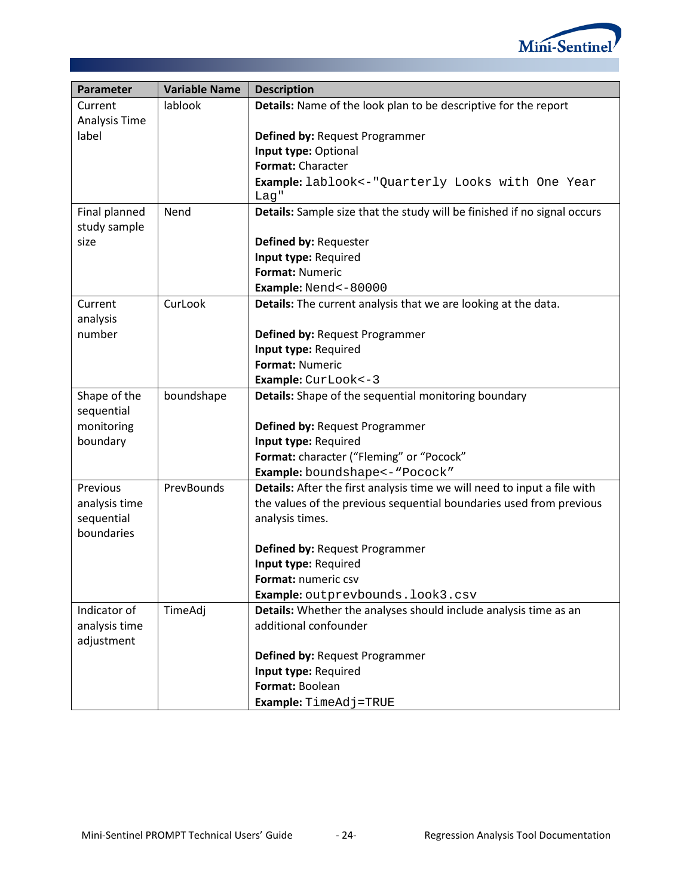| Parameter | Variable Name | Description |
|---|---|---|
| Current Analysis Time label | lablook | **Details:** Name of the look plan to be descriptive for the report<br><br>**Defined by:** Request Programmer<br>**Input type:** Optional<br>**Format:** Character<br>**Example:** `lablook<-"Quarterly Looks with One Year Lag"` |
| Final planned study sample size | Nend | **Details:** Sample size that the study will be finished if no signal occurs<br><br>**Defined by:** Requester<br>**Input type:** Required<br>**Format:** Numeric<br>**Example:** `Nend<-80000` |
| Current analysis number | CurLook | **Details:** The current analysis that we are looking at the data.<br><br>**Defined by:** Request Programmer<br>**Input type:** Required<br>**Format:** Numeric<br>**Example:** `CurLook<-3` |
| Shape of the sequential monitoring boundary | boundshape | **Details:** Shape of the sequential monitoring boundary<br><br>**Defined by:** Request Programmer<br>**Input type:** Required<br>**Format:** character ("Fleming" or "Pocock"<br>**Example:** `boundshape<-"Pocock"` |
| Previous analysis time sequential boundaries | PrevBounds | **Details:** After the first analysis time we will need to input a file with the values of the previous sequential boundaries used from previous analysis times.<br><br>**Defined by:** Request Programmer<br>**Input type:** Required<br>**Format:** numeric csv<br>**Example:** `outprevbounds.look3.csv` |
| Indicator of analysis time adjustment | TimeAdj | **Details:** Whether the analyses should include analysis time as an additional confounder<br><br>**Defined by:** Request Programmer<br>**Input type:** Required<br>**Format:** Boolean<br>**Example:** `TimeAdj=TRUE` |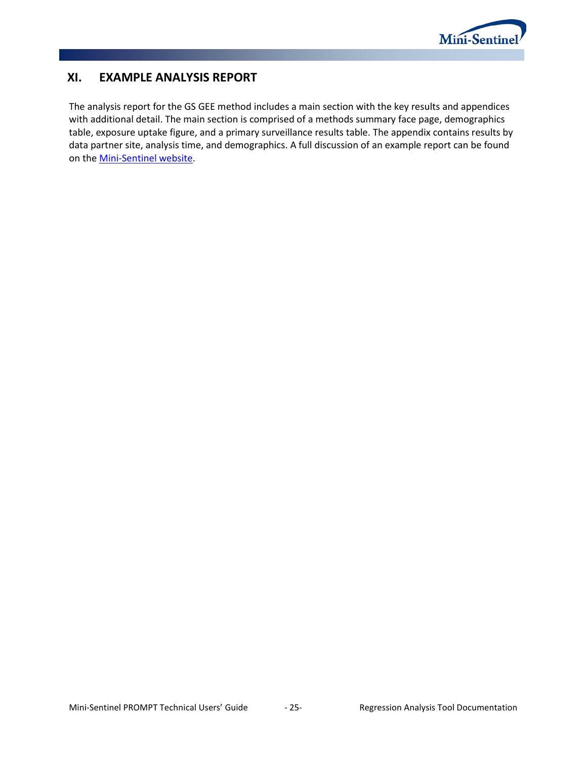# XI. EXAMPLE ANALYSIS REPORT

The analysis report for the GS GEE method includes a main section with the key results and appendices with additional detail. The main section is comprised of a methods summary face page, demographics table, exposure uptake figure, and a primary surveillance results table. The appendix contains results by data partner site, analysis time, and demographics. A full discussion of an example report can be found on the Mini-Sentinel website.